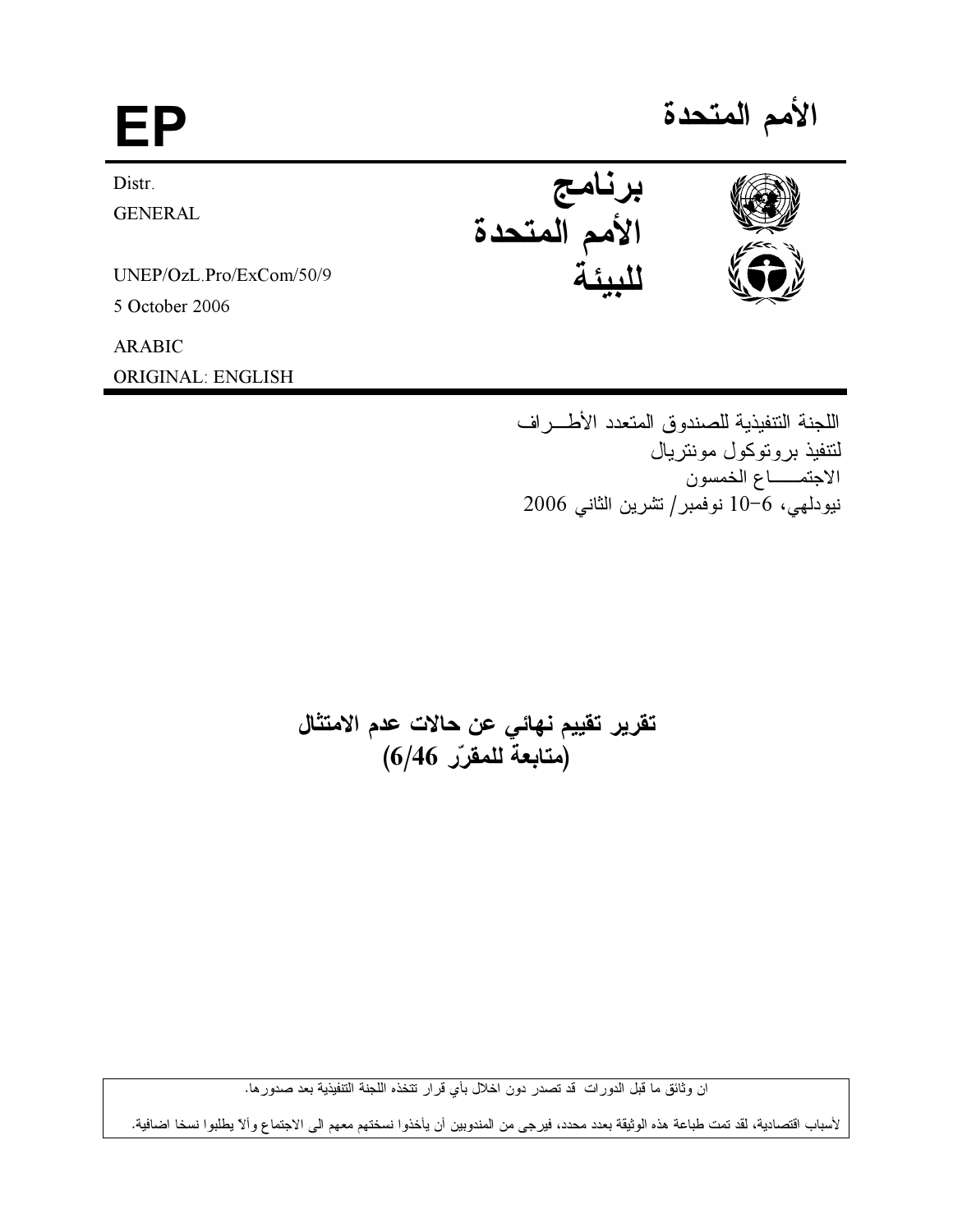# الأمم المتحدة

**EP**

**برنامج الأمم المتحدة للبيئة**

Distr.
GENERAL

UNEP/OzL.Pro/ExCom/50/9
5 October 2006

ARABIC
ORIGINAL: ENGLISH

اللجنة التنفيذية للصندوق المتعدد الأطـــراف
لتنفيذ بروتوكول مونتريال
الاجتمـــــاع الخمسون
نيودلهي، 6-10 نوفمبر/ تشرين الثاني 2006

## تقرير تقييم نهائي عن حالات عدم الامتثال
## (متابعة للمقرّر 6/46)

ان وثائق ما قبل الدورات قد تصدر دون اخلال بأي قرار تتخذه اللجنة التنفيذية بعد صدورها.

لأسباب اقتصادية، لقد تمت طباعة هذه الوثيقة بعدد محدد، فيرجى من المندوبين أن يأخذوا نسختهم معهم الى الاجتماع وألاّ يطلبوا نسخا اضافية.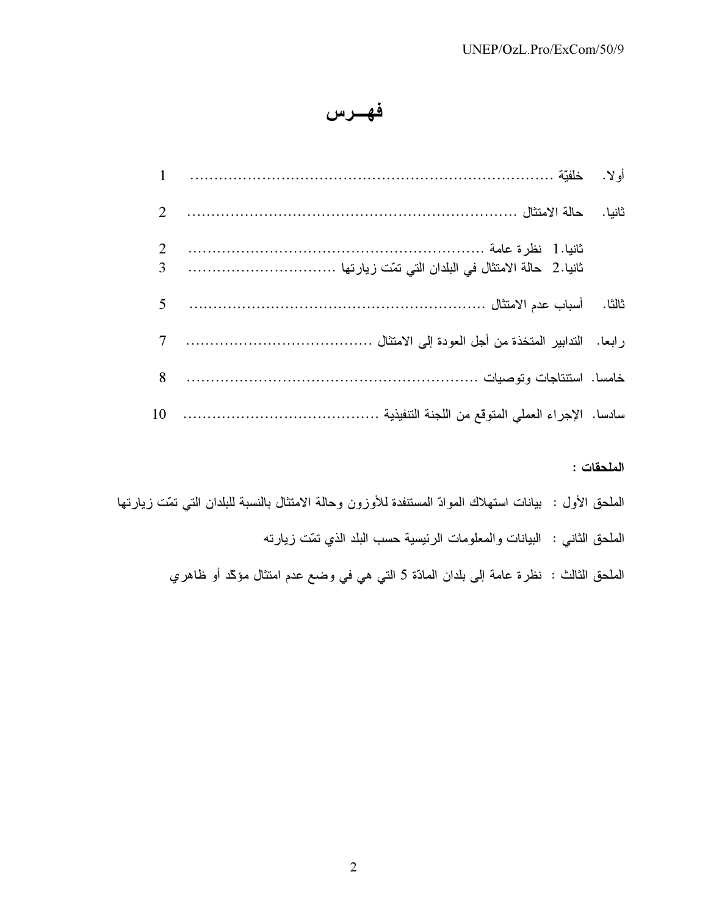# فهــرس

| | |
|---|---|
| أولا. خلفيّة | 1 |
| ثانيا. حالة الامتثال | 2 |
| ثانيا.1 نظرة عامة | 2 |
| ثانيا.2 حالة الامتثال في البلدان التي تمّت زيارتها | 3 |
| ثالثا. أسباب عدم الامتثال | 5 |
| رابعا. التدابير المتخذة من أجل العودة إلى الامتثال | 7 |
| خامسا. استنتاجات وتوصيات | 8 |
| سادسا. الإجراء العملي المتوقع من اللجنة التنفيذية | 10 |

**الملحقات :**

الملحق الأول : بيانات استهلاك الموادّ المستنفدة للأوزون وحالة الامتثال بالنسبة للبلدان التي تمّت زيارتها

الملحق الثاني : البيانات والمعلومات الرئيسية حسب البلد الذي تمّت زيارته

الملحق الثالث : نظرة عامة إلى بلدان المادّة 5 التي هي في وضع عدم امتثال مؤكّد أو ظاهري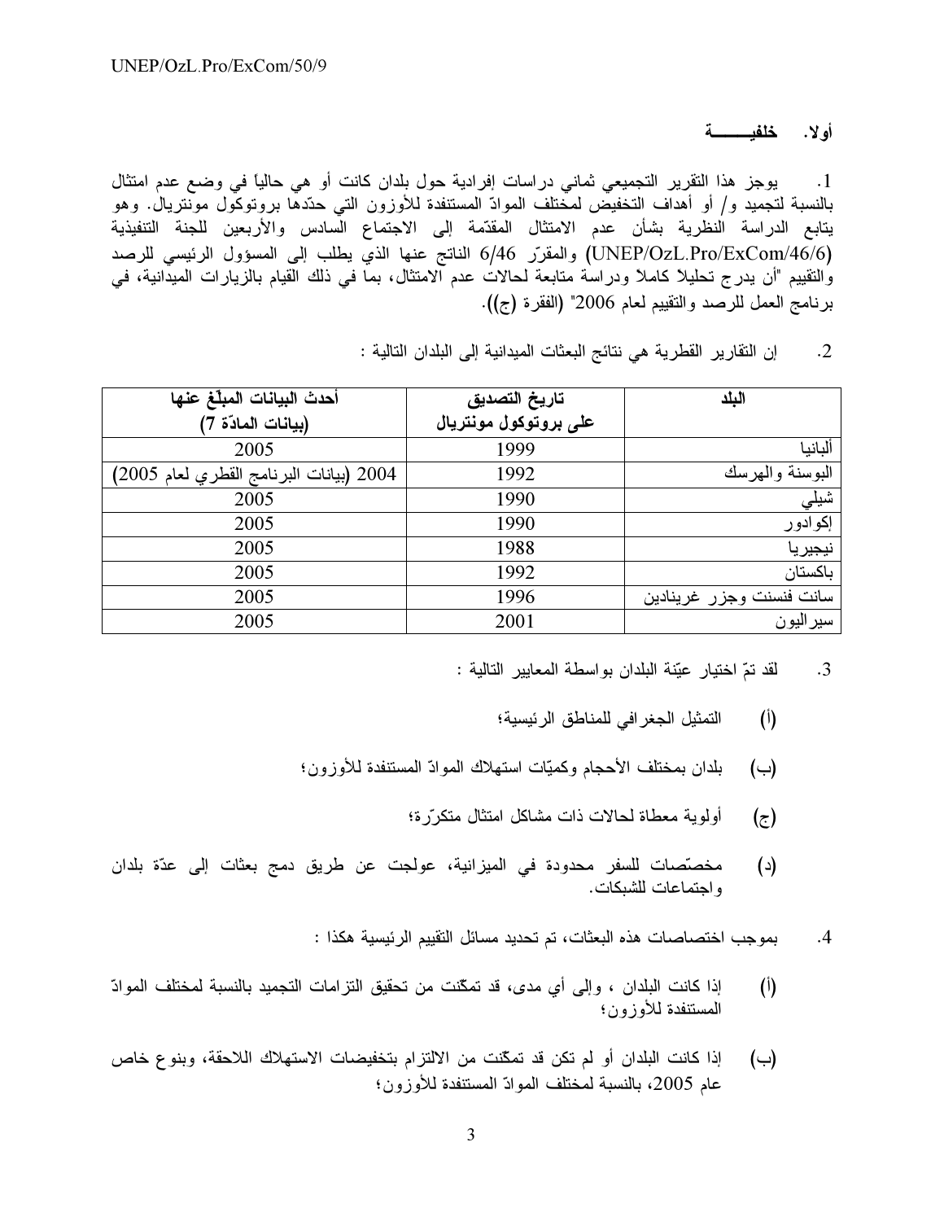## أولا. خلفيـــــــة

1. يوجز هذا التقرير التجميعي ثماني دراسات إفرادية حول بلدان كانت أو هي حالياً في وضع عدم امتثال بالنسبة لتجميد و/ أو أهداف التخفيض لمختلف الموادّ المستنفدة للأوزون التي حدّدها بروتوكول مونتريال. وهو يتابع الدراسة النظرية بشأن عدم الامتثال المقدّمة إلى الاجتماع السادس والأربعين للجنة التنفيذية (UNEP/OzL.Pro/ExCom/46/6) والمقرّر 6/46 الناتج عنها الذي يطلب إلى المسؤول الرئيسي للرصد والتقييم "أن يدرج تحليلاً كاملاً ودراسة متابعة لحالات عدم الامتثال، بما في ذلك القيام بالزيارات الميدانية، في برنامج العمل للرصد والتقييم لعام 2006" (الفقرة (ج)).

2. إن التقارير القطرية هي نتائج البعثات الميدانية إلى البلدان التالية :

| البلد | تاريخ التصديق على بروتوكول مونتريال | أحدث البيانات المبلّغ عنها (بيانات المادّة 7) |
|---|---|---|
| ألبانيا | 1999 | 2005 |
| البوسنة والهرسك | 1992 | 2004 (بيانات البرنامج القطري لعام 2005) |
| شيلي | 1990 | 2005 |
| إكوادور | 1990 | 2005 |
| نيجيريا | 1988 | 2005 |
| باكستان | 1992 | 2005 |
| سانت فنسنت وجزر غرينادين | 1996 | 2005 |
| سيراليون | 2001 | 2005 |

3. لقد تمّ اختيار عيّنة البلدان بواسطة المعايير التالية :

(أ) التمثيل الجغرافي للمناطق الرئيسية؛

(ب) بلدان بمختلف الأحجام وكميّات استهلاك الموادّ المستنفدة للأوزون؛

(ج) أولوية معطاة لحالات ذات مشاكل امتثال متكرّرة؛

(د) مخصّصات للسفر محدودة في الميزانية، عولجت عن طريق دمج بعثات إلى عدّة بلدان واجتماعات للشبكات.

4. بموجب اختصاصات هذه البعثات، تم تحديد مسائل التقييم الرئيسية هكذا :

(أ) إذا كانت البلدان ، وإلى أي مدى، قد تمكّنت من تحقيق التزامات التجميد بالنسبة لمختلف الموادّ المستنفدة للأوزون؛

(ب) إذا كانت البلدان أو لم تكن قد تمكّنت من الالتزام بتخفيضات الاستهلاك اللاحقة، وبنوع خاص عام 2005، بالنسبة لمختلف الموادّ المستنفدة للأوزون؛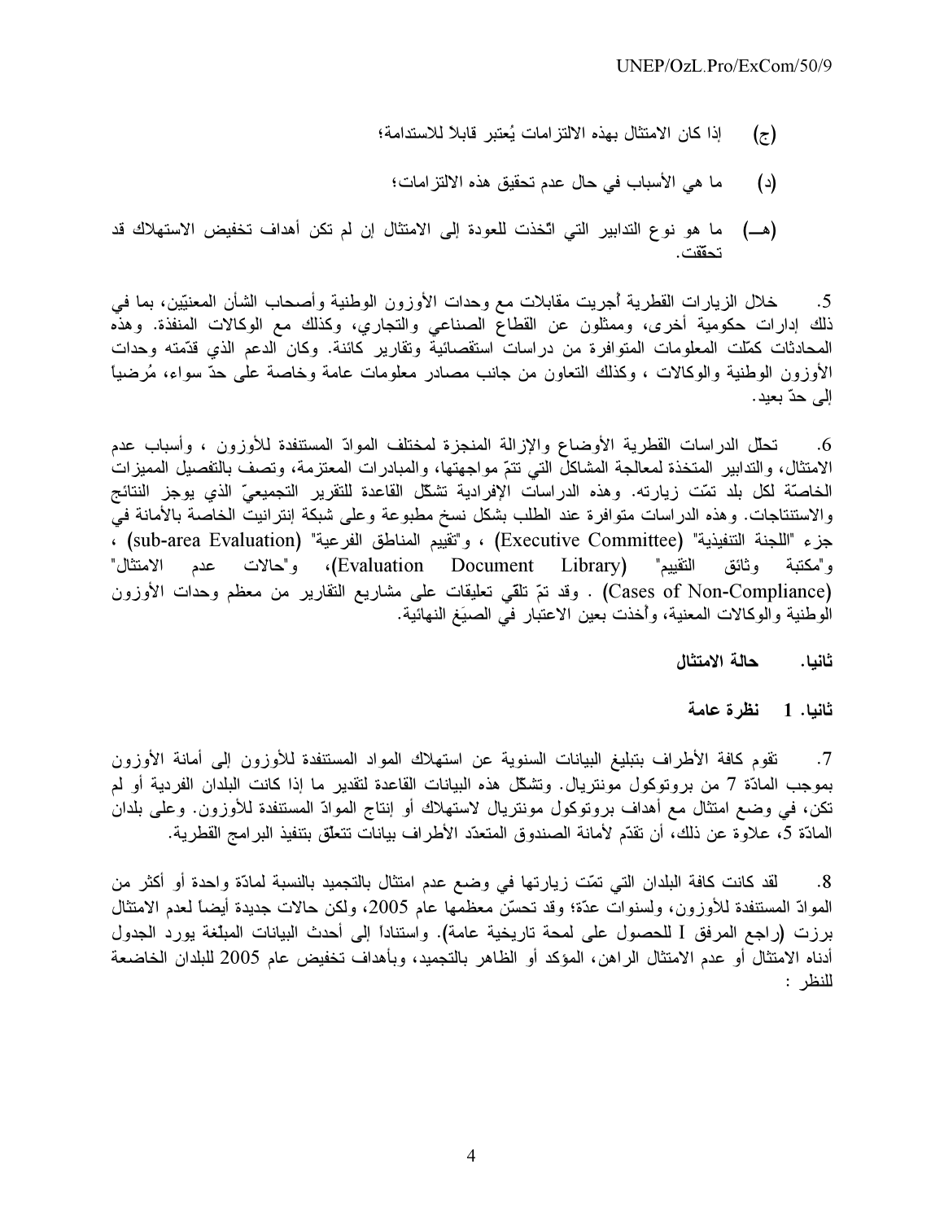(ج) إذا كان الامتثال بهذه الالتزامات يُعتبر قابلاً للاستدامة؛

(د) ما هي الأسباب في حال عدم تحقيق هذه الالتزامات؛

(هـ) ما هو نوع التدابير التي اتّخذت للعودة إلى الامتثال إن لم تكن أهداف تخفيض الاستهلاك قد تحققت.

5. خلال الزيارات القطرية أُجريت مقابلات مع وحدات الأوزون الوطنية وأصحاب الشأن المعنيّين، بما في ذلك إدارات حكومية أخرى، وممثلون عن القطاع الصناعي والتجاري، وكذلك مع الوكالات المنفذة. وهذه المحادثات كمّلت المعلومات المتوافرة من دراسات استقصائية وتقارير كائنة. وكان الدعم الذي قدّمته وحدات الأوزون الوطنية والوكالات ، وكذلك التعاون من جانب مصادر معلومات عامة وخاصة على حدّ سواء، مُرضياً إلى حدّ بعيد.

6. تحلل الدراسات القطرية الأوضاع والإزالة المنجزة لمختلف الموادّ المستنفدة للأوزون ، وأسباب عدم الامتثال، والتدابير المتخذة لمعالجة المشاكل التي تتمّ مواجهتها، والمبادرات المعتزمة، وتصف بالتفصيل المميزات الخاصّة لكل بلد تمّت زيارته. وهذه الدراسات الإفرادية تشكّل القاعدة للتقرير التجميعيّ الذي يوجز النتائج والاستنتاجات. وهذه الدراسات متوافرة عند الطلب بشكل نسخ مطبوعة وعلى شبكة إنترانيت الخاصة بالأمانة في جزء "اللجنة التنفيذية" (Executive Committee) ، و"تقييم المناطق الفرعية" (sub-area Evaluation) ، و"مكتبة وثائق التقييم" (Evaluation Document Library)، و"حالات عدم الامتثال" (Cases of Non-Compliance) . وقد تمّ تلقّي تعليقات على مشاريع التقارير من معظم وحدات الأوزون الوطنية والوكالات المعنية، وأُخذت بعين الاعتبار في الصيَغ النهائية.

## ثانيا. حالة الامتثال

### ثانيا. 1 نظرة عامة

7. تقوم كافة الأطراف بتبليغ البيانات السنوية عن استهلاك المواد المستنفدة للأوزون إلى أمانة الأوزون بموجب المادّة 7 من بروتوكول مونتريال. وتشكّل هذه البيانات القاعدة لتقدير ما إذا كانت البلدان الفردية أو لم تكن، في وضع امتثال مع أهداف بروتوكول مونتريال لاستهلاك أو إنتاج الموادّ المستنفدة للأوزون. وعلى بلدان المادّة 5، علاوة عن ذلك، أن تقدّم لأمانة الصندوق المتعدّد الأطراف بيانات تتعلّق بتنفيذ البرامج القطرية.

8. لقد كانت كافة البلدان التي تمّت زيارتها في وضع عدم امتثال بالتجميد بالنسبة لمادّة واحدة أو أكثر من الموادّ المستنفدة للأوزون، ولسنوات عدّة؛ وقد تحسّن معظمها عام 2005، ولكن حالات جديدة أيضاً لعدم الامتثال برزت (راجع المرفق I للحصول على لمحة تاريخية عامة). واستناداً إلى أحدث البيانات المبلّغة يورد الجدول أدناه الامتثال أو عدم الامتثال الراهن، المؤكد أو الظاهر بالتجميد، وبأهداف تخفيض عام 2005 للبلدان الخاضعة للنظر :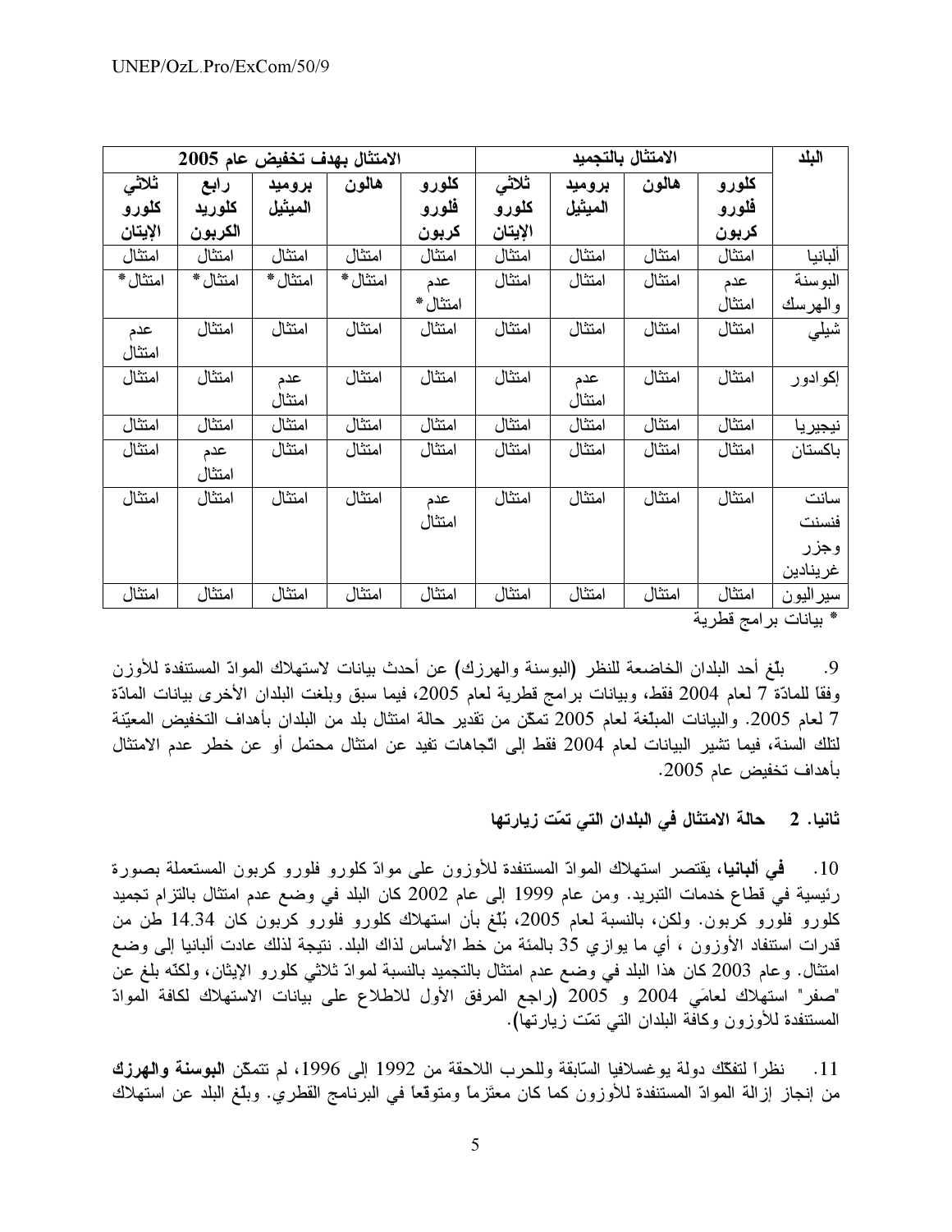| البلد | الامتثال بالتجميد | | | | الامتثال بهدف تخفيض عام 2005 | | | | |
|---|---|---|---|---|---|---|---|---|---|
| | كلورو فلورو كربون | هالون | بروميد الميثيل | ثلاثي كلورو الإيثان | كلورو فلورو كربون | هالون | بروميد الميثيل | رابع كلوريد الكربون | ثلاثي كلورو الإيثان |
| ألبانيا | امتثال | امتثال | امتثال | امتثال | امتثال | امتثال | امتثال | امتثال | امتثال |
| البوسنة والهرسك | عدم امتثال | امتثال | امتثال | امتثال | عدم امتثال* | امتثال* | امتثال* | امتثال* | امتثال* |
| شيلي | امتثال | امتثال | امتثال | امتثال | امتثال | امتثال | امتثال | امتثال | عدم امتثال |
| إكوادور | امتثال | امتثال | عدم امتثال | امتثال | امتثال | امتثال | عدم امتثال | امتثال | امتثال |
| نيجيريا | امتثال | امتثال | امتثال | امتثال | امتثال | امتثال | امتثال | امتثال | امتثال |
| باكستان | امتثال | امتثال | امتثال | امتثال | امتثال | امتثال | امتثال | عدم امتثال | امتثال |
| سانت فنسنت وجزر غرينادين | امتثال | امتثال | امتثال | امتثال | عدم امتثال | امتثال | امتثال | امتثال | امتثال |
| سيراليون | امتثال | امتثال | امتثال | امتثال | امتثال | امتثال | امتثال | امتثال | امتثال |

* بيانات برامج قطرية

9. بلّغ أحد البلدان الخاضعة للنظر (البوسنة والهرزك) عن أحدث بيانات لاستهلاك الموادّ المستنفدة للأوزون وفقاً للمادّة 7 لعام 2004 فقط، وبيانات برامج قطرية لعام 2005، فيما سبق وبلغت البلدان الأخرى بيانات المادّة 7 لعام 2005. والبيانات المبلّغة لعام 2005 تمكّن من تقدير حالة امتثال بلد من البلدان بأهداف التخفيض المعيّنة لتلك السنة، فيما تشير البيانات لعام 2004 فقط إلى اتّجاهات تفيد عن امتثال محتمل أو عن خطر عدم الامتثال بأهداف تخفيض عام 2005.

### ثانيا. 2 حالة الامتثال في البلدان التي تمّت زيارتها

10. **في ألبانيا**، يقتصر استهلاك الموادّ المستنفدة للأوزون على موادّ كلورو فلورو كربون المستعملة بصورة رئيسية في قطاع خدمات التبريد. ومن عام 1999 إلى عام 2002 كان البلد في وضع عدم امتثال بالتزام تجميد كلورو فلورو كربون. ولكن، بالنسبة لعام 2005، بُلّغ بأن استهلاك كلورو فلورو كربون كان 14.34 طن من قدرات استنفاد الأوزون ، أي ما يوازي 35 بالمئة من خط الأساس لذاك البلد. نتيجة لذلك عادت ألبانيا إلى وضع امتثال. وعام 2003 كان هذا البلد في وضع عدم امتثال بالتجميد بالنسبة لموادّ ثلاثي كلورو الإيثان، ولكنّه بلغ عن "صفر" استهلاك لعامَي 2004 و 2005 (راجع المرفق الأول للاطلاع على بيانات الاستهلاك لكافة الموادّ المستنفدة للأوزون وكافة البلدان التي تمّت زيارتها).

11. نظراً لتفكّك دولة يوغسلافيا السّابقة وللحرب اللاحقة من 1992 إلى 1996، لم تتمكّن **البوسنة والهرزك** من إنجاز إزالة الموادّ المستنفدة للأوزون كما كان معتزماً ومتوقعاً في البرنامج القطري. وبلّغ البلد عن استهلاك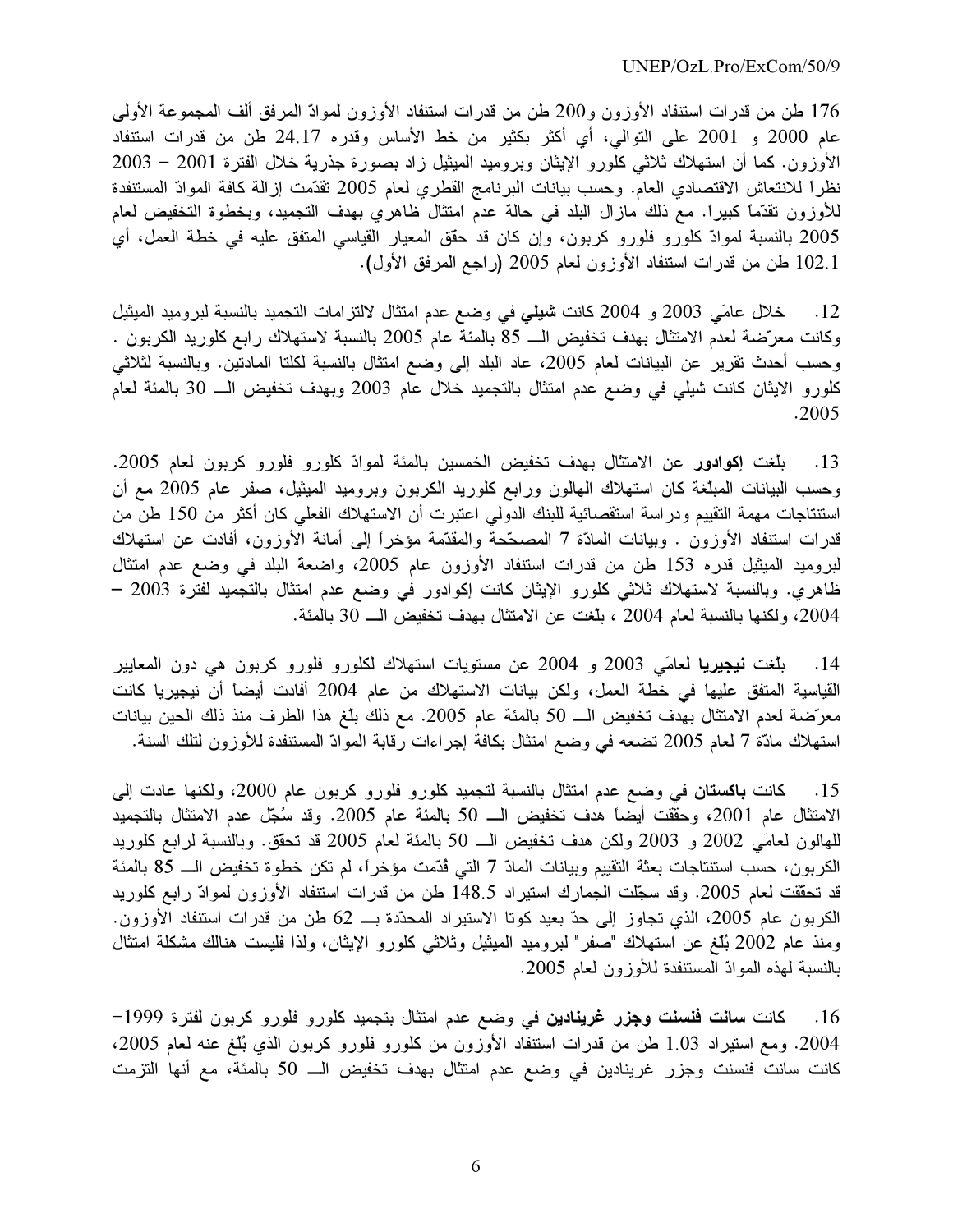176 طن من قدرات استنفاد الأوزون و200 طن من قدرات استنفاد الأوزون لموادّ المرفق ألف المجموعة الأولى عام 2000 و 2001 على التوالي، أي أكثر بكثير من خط الأساس وقدره 24.17 طن من قدرات استنفاد الأوزون. كما أن استهلاك ثلاثي كلورو الإيثان وبروميد الميثيل زاد بصورة جذرية خلال الفترة 2001 – 2003 نظراً للانتعاش الاقتصادي العام. وحسب بيانات البرنامج القطري لعام 2005 تقدّمت إزالة كافة الموادّ المستنفدة للأوزون تقدّماً كبيراً. مع ذلك مازال البلد في حالة عدم امتثال ظاهري بهدف التجميد، وبخطوة التخفيض لعام 2005 بالنسبة لموادّ كلورو فلورو كربون، وإن كان قد حقّق المعيار القياسي المتفق عليه في خطة العمل، أي 102.1 طن من قدرات استنفاد الأوزون لعام 2005 (راجع المرفق الأول).

12. خلال عامَي 2003 و 2004 كانت **شيلي** في وضع عدم امتثال لالتزامات التجميد بالنسبة لبروميد الميثيل وكانت معرّضة لعدم الامتثال بهدف تخفيض الـ 85 بالمئة عام 2005 بالنسبة لاستهلاك رابع كلوريد الكربون . وحسب أحدث تقرير عن البيانات لعام 2005، عاد البلد إلى وضع امتثال بالنسبة لكلتا المادتين. وبالنسبة لثلاثي كلورو الايثان كانت شيلي في وضع عدم امتثال بالتجميد خلال عام 2003 وبهدف تخفيض الـ 30 بالمئة لعام 2005.

13. بلّغت **إكوادور** عن الامتثال بهدف تخفيض الخمسين بالمئة لموادّ كلورو فلورو كربون لعام 2005. وحسب البيانات المبلّغة كان استهلاك الهالون ورابع كلوريد الكربون وبروميد الميثيل، صفر عام 2005 مع أن استنتاجات مهمة التقييم ودراسة استقصائية للبنك الدولي اعتبرت أن الاستهلاك الفعلي كان أكثر من 150 طن من قدرات استنفاد الأوزون . وبيانات المادّة 7 المصحّحة والمقدّمة مؤخراً إلى أمانة الأوزون، أفادت عن استهلاك لبروميد الميثيل قدره 153 طن من قدرات استنفاد الأوزون عام 2005، واضعة البلد في وضع عدم امتثال ظاهري. وبالنسبة لاستهلاك ثلاثي كلورو الإيثان كانت إكوادور في وضع عدم امتثال بالتجميد لفترة 2003 – 2004، ولكنها بالنسبة لعام 2004 ، بلّغت عن الامتثال بهدف تخفيض الـ 30 بالمئة.

14. بلّغت **نيجيريا** لعامَي 2003 و 2004 عن مستويات استهلاك لكلورو فلورو كربون هي دون المعايير القياسية المتفق عليها في خطة العمل، ولكن بيانات الاستهلاك من عام 2004 أفادت أيضاً أن نيجيريا كانت معرّضة لعدم الامتثال بهدف تخفيض الـ 50 بالمئة عام 2005. مع ذلك بلّغ هذا الطرف منذ ذلك الحين بيانات استهلاك مادّة 7 لعام 2005 تضعه في وضع امتثال بكافة إجراءات رقابة الموادّ المستنفدة للأوزون لتلك السنة.

15. كانت **باكستان** في وضع عدم امتثال بالنسبة لتجميد كلورو فلورو كربون عام 2000، ولكنها عادت إلى الامتثال عام 2001، وحققت أيضاً هدف تخفيض الـ 50 بالمئة عام 2005. وقد سُجّل عدم الامتثال بالتجميد للهالون لعامَي 2002 و 2003 ولكن هدف تخفيض الـ 50 بالمئة لعام 2005 قد تحقّق. وبالنسبة لرابع كلوريد الكربون، حسب استنتاجات بعثة التقييم وبيانات المادّ 7 التي قُدّمت مؤخراً، لم تكن خطوة تخفيض الـ 85 بالمئة قد تحققت لعام 2005. وقد سجّلت الجمارك استيراد 148.5 طن من قدرات استنفاد الأوزون لموادّ رابع كلوريد الكربون عام 2005، الذي تجاوز إلى حدّ بعيد كوتا الاستيراد المحدّدة بـ 62 طن من قدرات استنفاد الأوزون. ومنذ عام 2002 بُلّغ عن استهلاك "صفر" لبروميد الميثيل وثلاثي كلورو الإيثان، ولذا فليست هنالك مشكلة امتثال بالنسبة لهذه الموادّ المستنفدة للأوزون لعام 2005.

16. كانت **سانت فنسنت وجزر غرينادين** في وضع عدم امتثال بتجميد كلورو فلورو كربون لفترة 1999– 2004. ومع استيراد 1.03 طن من قدرات استنفاد الأوزون من كلورو فلورو كربون الذي بُلّغ عنه لعام 2005، كانت سانت فنسنت وجزر غرينادين في وضع عدم امتثال بهدف تخفيض الـ 50 بالمئة، مع أنها التزمت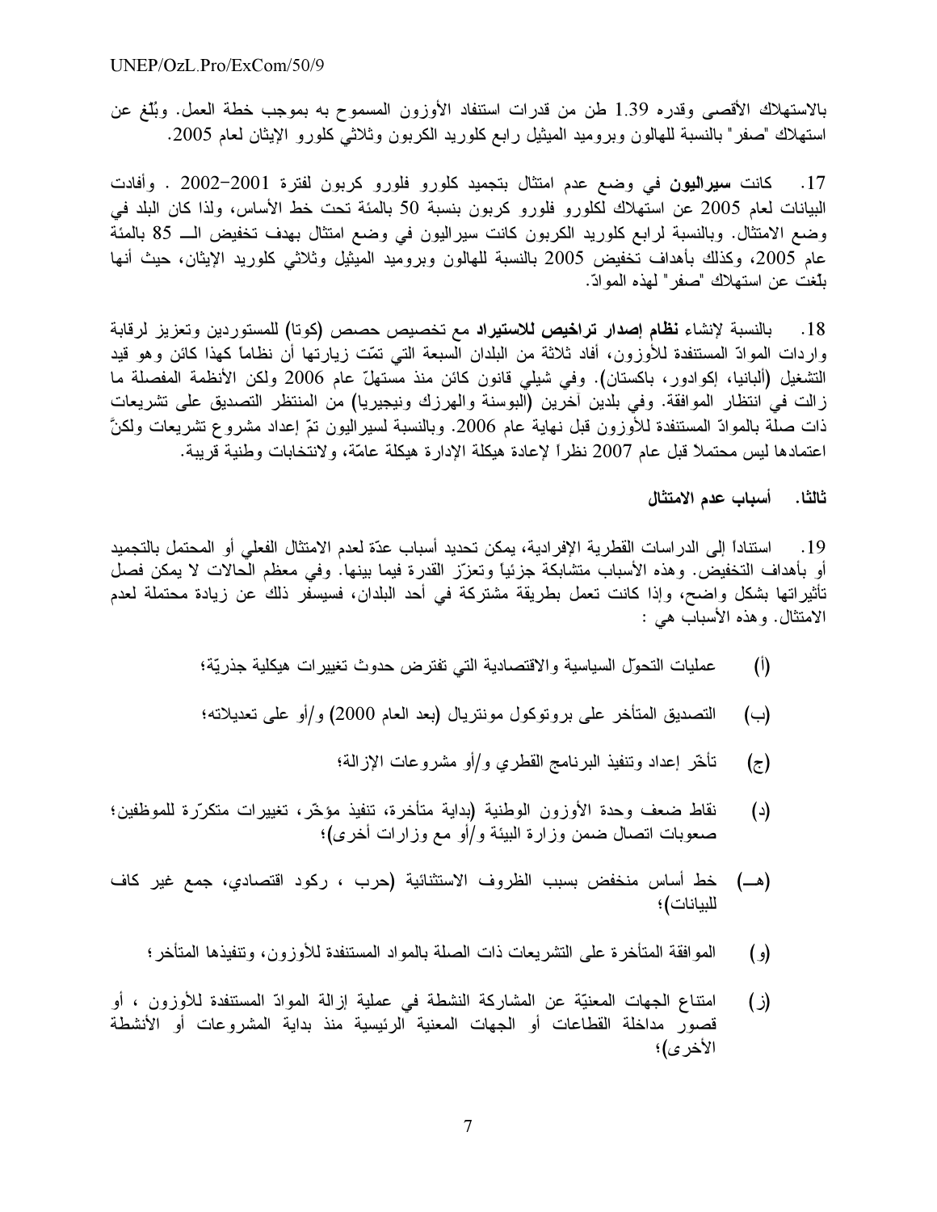بالاستهلاك الأقصى وقدره 1.39 طن من قدرات استنفاد الأوزون المسموح به بموجب خطة العمل. وبلّغ عن استهلاك "صفر" بالنسبة للهالون وبروميد الميثيل رابع كلوريد الكربون وثلاثي كلورو الإيثان لعام 2005.

17. كانت **سيراليون** في وضع عدم امتثال بتجميد كلورو فلورو كربون لفترة 2001–2002 . وأفادت البيانات لعام 2005 عن استهلاك لكلورو فلورو كربون بنسبة 50 بالمئة تحت خط الأساس، ولذا كان البلد في وضع الامتثال. وبالنسبة لرابع كلوريد الكربون كانت سيراليون في وضع امتثال بهدف تخفيض الـ 85 بالمئة عام 2005، وكذلك بأهداف تخفيض 2005 بالنسبة للهالون وبروميد الميثيل وثلاثي كلوريد الإيثان، حيث أنها بلّغت عن استهلاك "صفر" لهذه المواد.

18. بالنسبة لإنشاء **نظام إصدار تراخيص للاستيراد** مع تخصيص حصص (كوتا) للمستوردين وتعزيز لرقابة واردات الموادّ المستنفدة للأوزون، أفاد ثلاثة من البلدان السبعة التي تمّت زيارتها أن نظاماً كهذا كائن وهو قيد التشغيل (ألبانيا، إكوادور، باكستان). وفي شيلي قانون كائن منذ مستهلّ عام 2006 ولكن الأنظمة المفصلة ما زالت في انتظار الموافقة. وفي بلدين آخرين (البوسنة والهرزك ونيجيريا) من المنتظر التصديق على تشريعات ذات صلة بالموادّ المستنفدة للأوزون قبل نهاية عام 2006. وبالنسبة لسيراليون تمّ إعداد مشروع تشريعات ولكنّ اعتمادها ليس محتملاً قبل عام 2007 نظراً لإعادة هيكلة الإدارة هيكلة عامّة، ولانتخابات وطنية قريبة.

### ثالثا. أسباب عدم الامتثال

19. استناداً إلى الدراسات القطرية الإفرادية، يمكن تحديد أسباب عدّة لعدم الامتثال الفعلي أو المحتمل بالتجميد أو بأهداف التخفيض. وهذه الأسباب متشابكة جزئياً وتعزّز القدرة فيما بينها. وفي معظم الحالات لا يمكن فصل تأثيراتها بشكل واضح، وإذا كانت تعمل بطريقة مشتركة في أحد البلدان، فسيسفر ذلك عن زيادة محتملة لعدم الامتثال. وهذه الأسباب هي :

(أ) عمليات التحوّل السياسية والاقتصادية التي تفترض حدوث تغييرات هيكلية جذريّة؛

(ب) التصديق المتأخر على بروتوكول مونتريال (بعد العام 2000) و/أو على تعديلاته؛

(ج) تأخّر إعداد وتنفيذ البرنامج القطري و/أو مشروعات الإزالة؛

(د) نقاط ضعف وحدة الأوزون الوطنية (بداية متأخرة، تنفيذ مؤخّر، تغييرات متكرّرة للموظفين؛ صعوبات اتصال ضمن وزارة البيئة و/أو مع وزارات أخرى)؛

(هـ) خط أساس منخفض بسبب الظروف الاستثنائية (حرب ، ركود اقتصادي، جمع غير كاف للبيانات)؛

(و) الموافقة المتأخرة على التشريعات ذات الصلة بالمواد المستنفدة للأوزون، وتنفيذها المتأخر؛

(ز) امتناع الجهات المعنيّة عن المشاركة النشطة في عملية إزالة الموادّ المستنفدة للأوزون ، أو قصور مداخلة القطاعات أو الجهات المعنية الرئيسية منذ بداية المشروعات أو الأنشطة الأخرى)؛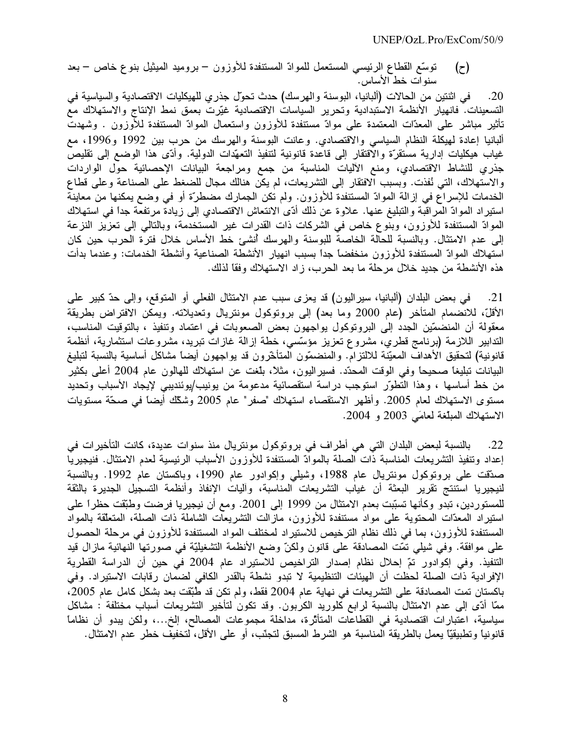(ح) توسّع القطاع الرئيسي المستعمل للموادّ المستنفدة للأوزون – بروميد الميثيل بنوع خاص – بعد سنوات خط الأساس.

20. في اثنتين من الحالات (ألبانيا، البوسنة والهرسك) حدث تحوّل جذري للهيكليات الاقتصادية والسياسية في التسعينات. فانهيار الأنظمة الاستبدادية وتحرير السياسات الاقتصادية غيّرت بعمق نمط الإنتاج والاستهلاك مع تأثير مباشر على المعدّات المعتمدة على موادّ مستنفدة للأوزون واستعمال الموادّ المستنفدة للأوزون . وشهدت ألبانيا إعادة لهيكلة النظام السياسي والاقتصادي. وعانت البوسنة والهرسك من حرب بين 1992 و1996، مع غياب هيكليات إدارية مستقرّة والافتقار إلى قاعدة قانونية لتنفيذ التعهّدات الدولية. وأدّى هذا الوضع إلى تقليص جذري للنشاط الاقتصادي، ومنع الآليات المناسبة من جمع ومراجعة البيانات الإحصائية حول الواردات والاستهلاك، التي نُفذت. وبسبب الافتقار إلى التشريعات، لم يكن هنالك مجال للضغط على الصناعة وعلى قطاع الخدمات للإسراع في إزالة الموادّ المستنفدة للأوزون. ولم تكن الجمارك مضطرّة أو في وضع يمكنها من معاينة استيراد الموادّ المراقبة والتبليغ عنها. علاوة عن ذلك أدّى الانتعاش الاقتصادي إلى زيادة مرتفعة جداً في استهلاك الموادّ المستنفدة للأوزون، وبنوع خاص في الشركات ذات القدرات غير المستخدمة، وبالتالي إلى تعزيز النزعة إلى عدم الامتثال. وبالنسبة للحالة الخاصة للبوسنة والهرسك أُنشئ خط الأساس خلال فترة الحرب حين كان استهلاك الموادّ المستنفدة للأوزون منخفضاً جداً بسبب انهيار الأنشطة الصناعية وأنشطة الخدمات: وعندما بدأت هذه الأنشطة من جديد خلال مرحلة ما بعد الحرب، زاد الاستهلاك وفقاً لذلك.

21. في بعض البلدان (ألبانيا، سيراليون) قد يعزى سبب عدم الامتثال الفعلي أو المتوقع، وإلى حدّ كبير على الأقلّ، للانضمام المتأخر (عام 2000 وما بعد) إلى بروتوكول مونتريال وتعديلاته. ويمكن الافتراض بطريقة معقولة أن المنضمّين الجدد إلى البروتوكول يواجهون بعض الصعوبات في اعتماد وتنفيذ ، بالتوقيت المناسب، التدابير اللازمة (برنامج قطري، مشروع تعزيز مؤسّسي، خطة إزالة غازات تبريد، مشروعات استثمارية، أنظمة قانونية) لتحقيق الأهداف المعيّنة للالتزام. والمنضمّون المتأخّرون قد يواجهون أيضاً مشاكل أساسية بالنسبة لتبليغ البيانات تبليغاً صحيحاً وفي الوقت المحدّد. فسيراليون، مثلاً، بلغت عن استهلاك للهالون عام 2004 أعلى بكثير من خط أساسها ، وهذا التطوّر استوجب دراسة استقصائية مدعومة من يونيب/يوئنديبي لإيجاد الأسباب وتحديد مستوى الاستهلاك لعام 2005. وأظهر الاستقصاء استهلاك "صفر" عام 2005 وشكّك أيضاً في صحّة مستويات الاستهلاك المبلّغة لعامَي 2003 و 2004.

22. بالنسبة لبعض البلدان التي هي أطراف في بروتوكول مونتريال منذ سنوات عديدة، كانت التأخيرات في إعداد وتنفيذ التشريعات المناسبة ذات الصلة بالموادّ المستنفدة للأوزون الأسباب الرئيسية لعدم الامتثال. فنيجيريا صدّقت على بروتوكول مونتريال عام 1988، وشيلي وإكوادور عام 1990، وباكستان عام 1992. وبالنسبة لنيجيريا استنتج تقرير البعثة أن غياب التشريعات المناسبة، وآليات الإنفاذ وأنظمة التسجيل الجديرة بالثقة للمستوردين، تبدو وكأنها تسبّبت بعدم الامتثال من 1999 إلى 2001. ومع أن نيجيريا فرضت وطبّقت حظراً على استيراد المعدّات المحتوية على مواد مستنفدة للأوزون، مازالت التشريعات الشاملة ذات الصلة، المتعلقة بالمواد المستنفدة للأوزون، بما في ذلك نظام الترخيص للاستيراد لمختلف المواد المستنفدة للأوزون في مرحلة الحصول على موافقة. وفي شيلي تمّت المصادقة على قانون ولكنّ وضع الأنظمة التشغيليّة في صورتها النهائية مازال قيد التنفيذ. وفي إكوادور تمّ إحلال نظام إصدار التراخيص للاستيراد عام 2004 في حين أن الدراسة القطرية الإفرادية ذات الصلة لحظت أن الهيئات التنظيمية لا تبدو نشطة بالقدر الكافي لضمان رقابات الاستيراد. وفي باكستان تمت المصادقة على التشريعات في نهاية عام 2004 فقط، ولم تكن قد طُبّقت بعد بشكل كامل عام 2005، ممّا أدّى إلى عدم الامتثال بالنسبة لرابع كلوريد الكربون. وقد تكون لتأخير التشريعات أسباب مختلفة : مشاكل سياسية، اعتبارات اقتصادية في القطاعات المتأثرة، مداخلة مجموعات المصالح، إلخ...، ولكن يبدو أن نظاماً قانونياً وتطبيقيّاً يعمل بالطريقة المناسبة هو الشرط المسبق لتجنّب، أو على الأقل، لتخفيف خطر عدم الامتثال.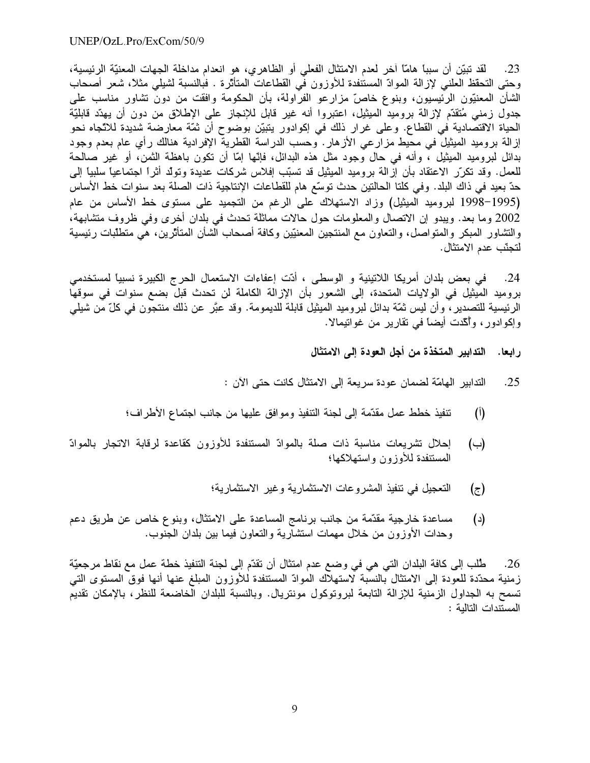23. لقد تبيّن أن سبباً هامّاً آخر لعدم الامتثال الفعلي أو الظاهري، هو انعدام مداخلة الجهات المعنيّة الرئيسية، وحتى التحفظ العلني لإزالة الموادّ المستنفدة للأوزون في القطاعات المتأثّرة . فبالنسبة لشيلي مثلاً، شعر أصحاب الشأن المعنيّون الرئيسيون، وبنوع خاصّ مزارعو الفراولة، بأن الحكومة وافقت من دون تشاور مناسب على جدول زمني مُتقدّم لإزالة بروميد الميثيل، اعتبروا أنه غير قابل للإنجاز على الإطلاق من دون أن يهدّد قابليّة الحياة الاقتصادية في القطاع. وعلى غرار ذلك في إكوادور يتبيّن بوضوح أن ثمّة معارضة شديدة للاتّجاه نحو إزالة بروميد الميثيل في محيط مزارعي الأزهار. وحسب الدراسة القطرية الإفرادية هنالك رأي عام بعدم وجود بدائل لبروميد الميثيل ، وأنه في حال وجود مثل هذه البدائل، فإنّها إمّا أن تكون باهظة الثمن، أو غير صالحة للعمل. وقد تكرّر الاعتقاد بأن إزالة بروميد الميثيل قد تسبّب إفلاس شركات عديدة وتولّد أثراً اجتماعياً سلبياً إلى حدّ بعيد في ذاك البلد. وفي كلتا الحالتين حدث توسّع هام للقطاعات الإنتاجية ذات الصلة بعد سنوات خط الأساس (1995-1998 لبروميد الميثيل) وزاد الاستهلاك على الرغم من التجميد على مستوى خط الأساس من عام 2002 وما بعد. ويبدو إن الاتصال والمعلومات حول حالات مماثلة تحدث في بلدان أخرى وفي ظروف متشابهة، والتشاور المبكر والمتواصل، والتعاون مع المنتجين المعنيّين وكافة أصحاب الشأن المتأثّرين، هي متطلّبات رئيسية لتجنّب عدم الامتثال.

24. في بعض بلدان أمريكا اللاتينية و الوسطى ، أدّت إعفاءات الاستعمال الحرج الكبيرة نسبياً لمستخدمي بروميد الميثيل في الولايات المتحدة، إلى الشعور بأن الإزالة الكاملة لن تحدث قبل بضع سنوات في سوقها الرئيسية للتصدير، وأن ليس ثمّة بدائل لبروميد الميثيل قابلة للديمومة. وقد عبَّر عن ذلك منتجون في كلّ من شيلي وإكوادور، وأُكّدت أيضاً في تقارير من غواتيمالا.

**رابعا. التدابير المتخذة من أجل العودة إلى الامتثال**

25. التدابير الهامّة لضمان عودة سريعة إلى الامتثال كانت حتى الآن :

(أ) تنفيذ خطط عمل مقدّمة إلى لجنة التنفيذ وموافق عليها من جانب اجتماع الأطراف؛

(ب) إحلال تشريعات مناسبة ذات صلة بالموادّ المستنفدة للأوزون كقاعدة لرقابة الاتجار بالموادّ المستنفدة للأوزون واستهلاكها؛

(ج) التعجيل في تنفيذ المشروعات الاستثمارية وغير الاستثمارية؛

(د) مساعدة خارجية مقدّمة من جانب برنامج المساعدة على الامتثال، وبنوع خاص عن طريق دعم وحدات الأوزون من خلال مهمات استشارية والتعاون فيما بين بلدان الجنوب.

26. طُلب إلى كافة البلدان التي هي في وضع عدم امتثال أن تقدّم إلى لجنة التنفيذ خطة عمل مع نقاط مرجعيّة زمنية محدّدة للعودة إلى الامتثال بالنسبة لاستهلاك الموادّ المستنفدة للأوزون المبلغ عنها أنها فوق المستوى التي تسمح به الجداول الزمنية للإزالة التابعة لبروتوكول مونتريال. وبالنسبة للبلدان الخاضعة للنظر، بالإمكان تقديم المستندات التالية :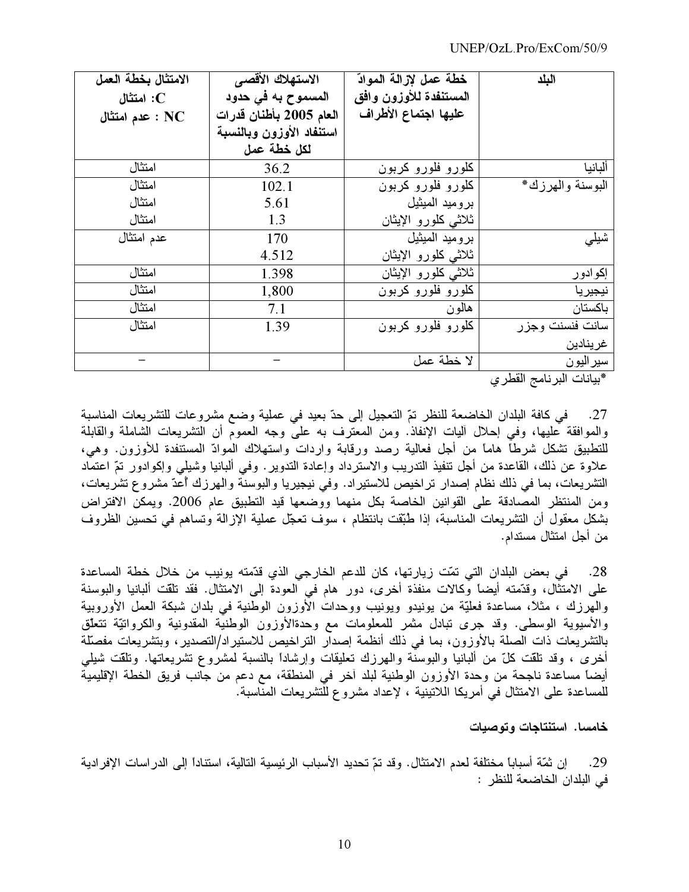| البلد | خطة عمل لإزالة المواد المستنفدة للأوزون وافق عليها اجتماع الأطراف | الاستهلاك الأقصى المسموح به في حدود العام 2005 بأطنان قدرات استنفاد الأوزون وبالنسبة لكل خطة عمل | الامتثال بخطة العمل C: امتثال NC : عدم امتثال |
|---|---|---|---|
| ألبانيا | كلورو فلورو كربون | 36.2 | امتثال |
| البوسنة والهرزك* | كلورو فلورو كربون | 102.1 | امتثال |
| | بروميد الميثيل | 5.61 | امتثال |
| | ثلاثي كلورو الإيثان | 1.3 | امتثال |
| شيلي | بروميد الميثيل | 170 | عدم امتثال |
| | ثلاثي كلورو الإيثان | 4.512 | |
| إكوادور | ثلاثي كلورو الإيثان | 1.398 | امتثال |
| نيجيريا | كلورو فلورو كربون | 1,800 | امتثال |
| باكستان | هالون | 7.1 | امتثال |
| سانت فنسنت وجزر غرينادين | كلورو فلورو كربون | 1.39 | امتثال |
| سيراليون | لا خطة عمل | – | – |

*بيانات البرنامج القطري

27. في كافة البلدان الخاضعة للنظر تمّ التعجيل إلى حدّ بعيد في عملية وضع مشروعات للتشريعات المناسبة والموافقة عليها، وفي إحلال آليات الإنفاذ. ومن المعترف به على وجه العموم أن التشريعات الشاملة والقابلة للتطبيق تشكل شرطاً هاماً من أجل فعالية رصد ورقابة واردات واستهلاك الموادّ المستنفدة للأوزون. وهي، علاوة عن ذلك، القاعدة من أجل تنفيذ التدريب والاسترداد وإعادة التدوير. وفي ألبانيا وشيلي وإكوادور تمّ اعتماد التشريعات، بما في ذلك نظام إصدار تراخيص للاستيراد. وفي نيجيريا والبوسنة والهرزك أُعدّ مشروع تشريعات، ومن المنتظر المصادقة على القوانين الخاصة بكل منهما ووضعها قيد التطبيق عام 2006. ويمكن الافتراض بشكل معقول أن التشريعات المناسبة، إذا طُبّقت بانتظام ، سوف تعجّل عملية الإزالة وتساهم في تحسين الظروف من أجل امتثال مستدام.

28. في بعض البلدان التي تمّت زيارتها، كان للدعم الخارجي الذي قدّمته يونيب من خلال خطة المساعدة على الامتثال، وقدّمته أيضاً وكالات منفذة أخرى، دور هام في العودة إلى الامتثال. فقد تلقّت ألبانيا والبوسنة والهرزك ، مثلاً، مساعدة فعليّة من يونيدو ويونيب ووحدات الأوزون الوطنية في بلدان شبكة العمل الأوروبية والأسيوية الوسطى. وقد جرى تبادل مثمر للمعلومات مع وحدةالأوزون الوطنية المقدونية والكرواتيّة تتعلّق بالتشريعات ذات الصلة بالأوزون، بما في ذلك أنظمة إصدار التراخيص للاستيراد/التصدير، وبتشريعات مفصّلة أخرى ، وقد تلقت كلّ من ألبانيا والبوسنة والهرزك تعليقات وإرشاداً بالنسبة لمشروع تشريعاتها. وتلقّت شيلي أيضاً مساعدة ناجحة من وحدة الأوزون الوطنية لبلد آخر في المنطقة، مع دعم من جانب فريق الخطة الإقليمية للمساعدة على الامتثال في أمريكا اللاتينية ، لإعداد مشروع للتشريعات المناسبة.

**خامسا. استنتاجات وتوصيات**

29. إن ثمّة أسباباً مختلفة لعدم الامتثال. وقد تمّ تحديد الأسباب الرئيسية التالية، استناداً إلى الدراسات الإفرادية في البلدان الخاضعة للنظر :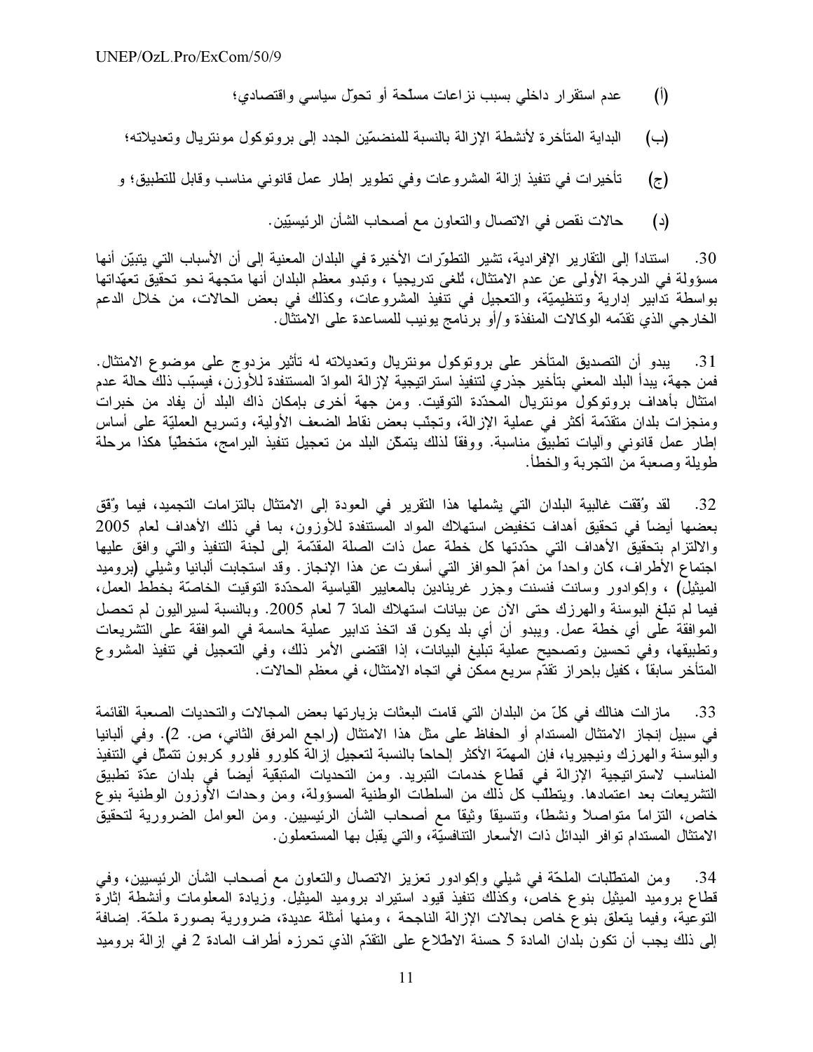(أ) عدم استقرار داخلي بسبب نزاعات مسلّحة أو تحوّل سياسي واقتصادي؛

(ب) البداية المتأخرة لأنشطة الإزالة بالنسبة للمنضمّين الجدد إلى بروتوكول مونتريال وتعديلاته؛

(ج) تأخيرات في تنفيذ إزالة المشروعات وفي تطوير إطار عمل قانوني مناسب وقابل للتطبيق؛ و

(د) حالات نقص في الاتصال والتعاون مع أصحاب الشأن الرئيسيّين.

30. استناداً إلى التقارير الإفرادية، تشير التطوّرات الأخيرة في البلدان المعنية إلى أن الأسباب التي يتبيّن أنها مسؤولة في الدرجة الأولى عن عدم الامتثال، تُلغى تدريجياً ، وتبدو معظم البلدان أنها متجهة نحو تحقيق تعهّداتها بواسطة تدابير إدارية وتنظيميّة، والتعجيل في تنفيذ المشروعات، وكذلك في بعض الحالات، من خلال الدعم الخارجي الذي تقدّمه الوكالات المنفذة و/أو برنامج يونيب للمساعدة على الامتثال.

31. يبدو أن التصديق المتأخر على بروتوكول مونتريال وتعديلاته له تأثير مزدوج على موضوع الامتثال. فمن جهة، يبدأ البلد المعني بتأخير جذري لتنفيذ استراتيجية لإزالة الموادّ المستنفدة للأوزن، فيسبّب ذلك حالة عدم امتثال بأهداف بروتوكول مونتريال المحدّدة التوقيت. ومن جهة أخرى بإمكان ذاك البلد أن يفاد من خبرات ومنجزات بلدان متقدّمة أكثر في عملية الإزالة، وتجنّب بعض نقاط الضعف الأولية، وتسريع العمليّة على أساس إطار عمل قانوني وآليات تطبيق مناسبة. ووفقاً لذلك يتمكّن البلد من تعجيل تنفيذ البرامج، متخطّياً هكذا مرحلة طويلة وصعبة من التجربة والخطأ.

32. لقد وُفّقت غالبية البلدان التي يشملها هذا التقرير في العودة إلى الامتثال بالتزامات التجميد، فيما وُفّق بعضها أيضاً في تحقيق أهداف تخفيض استهلاك المواد المستنفدة للأوزون، بما في ذلك الأهداف لعام 2005 والالتزام بتحقيق الأهداف التي حدّدتها كل خطة عمل ذات الصلة المقدّمة إلى لجنة التنفيذ والتي وافق عليها اجتماع الأطراف، كان واحداً من أهمّ الحوافز التي أسفرت عن هذا الإنجاز. وقد استجابت ألبانيا وشيلي (بروميد الميثيل) ، وإكوادور وسانت فنسنت وجزر غرينادين بالمعايير القياسية المحدّدة التوقيت الخاصّة بخطط العمل، فيما لم تبلغ البوسنة والهرزك حتى الان عن بيانات استهلاك المادّ 7 لعام 2005. وبالنسبة لسيراليون لم تحصل الموافقة على أي خطة عمل. ويبدو أن أي بلد يكون قد اتخذ تدابير عملية حاسمة في الموافقة على التشريعات وتطبيقها، وفي تحسين وتصحيح عملية تبليغ البيانات، إذا اقتضى الأمر ذلك، وفي التعجيل في تنفيذ المشروع المتأخر سابقاً ، كفيل بإحراز تقدّم سريع ممكن في اتجاه الامتثال، في معظم الحالات.

33. مازالت هنالك في كلّ من البلدان التي قامت البعثات بزيارتها بعض المجالات والتحديات الصعبة القائمة في سبيل إنجاز الامتثال المستدام أو الحفاظ على مثل هذا الامتثال (راجع المرفق الثاني، ص. 2). وفي ألبانيا والبوسنة والهرزك ونيجيريا، فإن المهمّة الأكثر إلحاحاً بالنسبة لتعجيل إزالة كلورو فلورو كربون تتمثّل في التنفيذ المناسب لاستراتيجية الإزالة في قطاع خدمات التبريد. ومن التحديات المتبقية أيضاً في بلدان عدّة تطبيق التشريعات بعد اعتمادها. ويتطلّب كل ذلك من السلطات الوطنية المسؤولة، ومن وحدات الأوزون الوطنية بنوع خاص، التزاماً متواصلاً ونشطاً، وتنسيقاً وثيقاً مع أصحاب الشأن الرئيسيين. ومن العوامل الضرورية لتحقيق الامتثال المستدام توافر البدائل ذات الأسعار التنافسيّة، والتي يقبل بها المستعملون.

34. ومن المتطلّبات الملحّة في شيلي وإكوادور تعزيز الاتصال والتعاون مع أصحاب الشأن الرئيسيين، وفي قطاع بروميد الميثيل بنوع خاص، وكذلك تنفيذ قيود استيراد بروميد الميثيل. وزيادة المعلومات وأنشطة إثارة التوعية، وفيما يتعلق بنوع خاص بحالات الإزالة الناجحة ، ومنها أمثلة عديدة، ضرورية بصورة ملحّة. إضافة إلى ذلك يجب أن تكون بلدان المادة 5 حسنة الاطّلاع على التقدّم الذي تحرزه أطراف المادة 2 في إزالة بروميد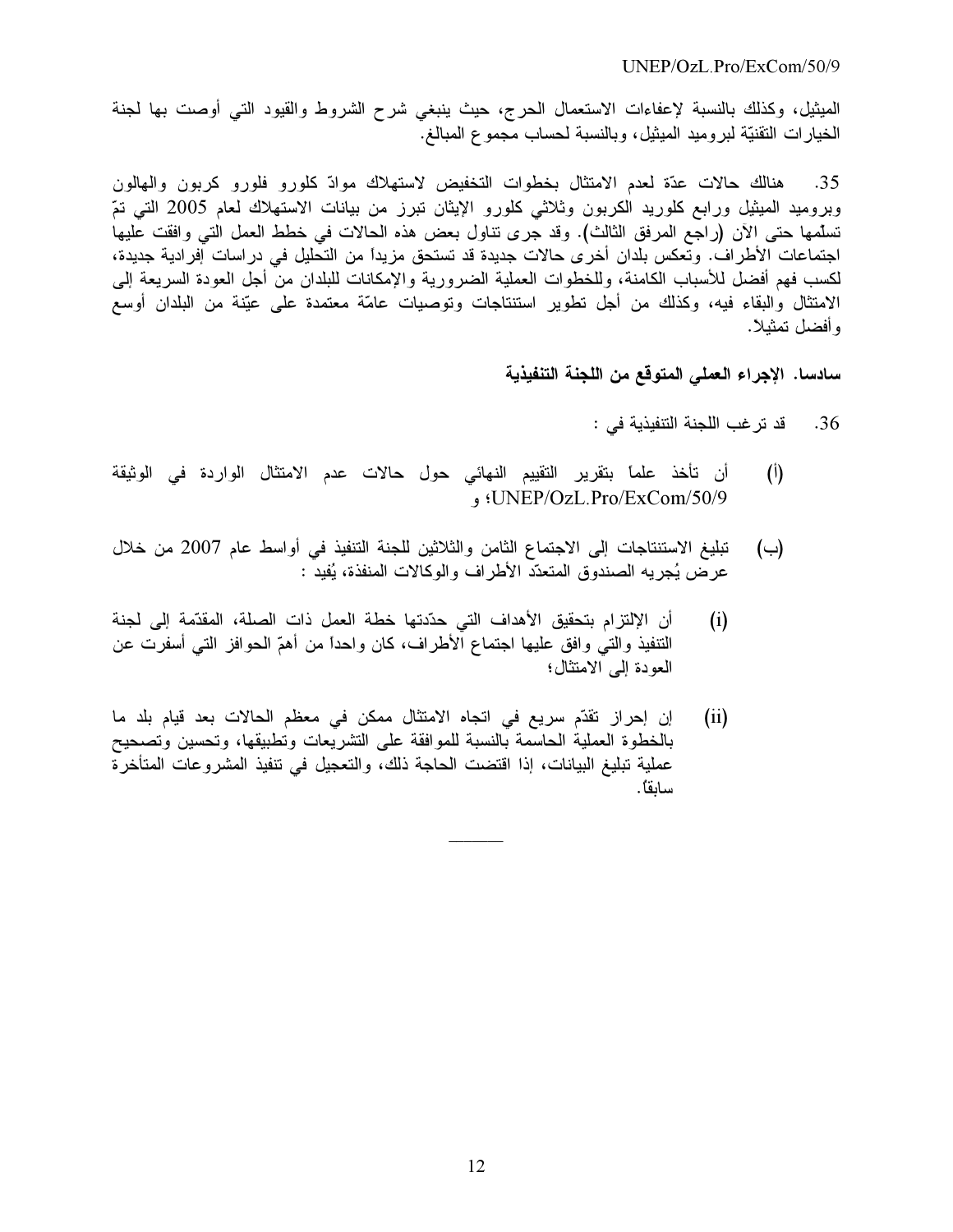الميثيل، وكذلك بالنسبة لإعفاءات الاستعمال الحرج، حيث ينبغي شرح الشروط والقيود التي أوصت بها لجنة الخيارات التقنيّة لبروميد الميثيل، وبالنسبة لحساب مجموع المبالغ.

35. هنالك حالات عدّة لعدم الامتثال بخطوات التخفيض لاستهلاك موادّ كلورو فلورو كربون والهالون وبروميد الميثيل ورابع كلوريد الكربون وثلاثي كلورو الإيثان تبرز من بيانات الاستهلاك لعام 2005 التي تمّ تسلّمها حتى الآن (راجع المرفق الثالث). وقد جرى تناول بعض هذه الحالات في خطط العمل التي وافقت عليها اجتماعات الأطراف. وتعكس بلدان أخرى حالات جديدة قد تستحق مزيداً من التحليل في دراسات إفرادية جديدة، لكسب فهم أفضل للأسباب الكامنة، وللخطوات العملية الضرورية والإمكانات للبلدان من أجل العودة السريعة إلى الامتثال والبقاء فيه، وكذلك من أجل تطوير استنتاجات وتوصيات عامّة معتمدة على عيّنة من البلدان أوسع وأفضل تمثيلاً.

## سادسا. الإجراء العملي المتوقع من اللجنة التنفيذية

36. قد ترغب اللجنة التنفيذية في :

(أ) أن تأخذ علماً بتقرير التقييم النهائي حول حالات عدم الامتثال الواردة في الوثيقة UNEP/OzL.Pro/ExCom/50/9؛ و

(ب) تبليغ الاستنتاجات إلى الاجتماع الثامن والثلاثين للجنة التنفيذ في أواسط عام 2007 من خلال عرض يُجريه الصندوق المتعدّد الأطراف والوكالات المنفذة، يُفيد :

(i) أن الإلتزام بتحقيق الأهداف التي حدّدتها خطة العمل ذات الصلة، المقدّمة إلى لجنة التنفيذ والتي وافق عليها اجتماع الأطراف، كان واحداً من أهمّ الحوافز التي أسفرت عن العودة إلى الامتثال؛

(ii) إن إحراز تقدّم سريع في اتجاه الامتثال ممكن في معظم الحالات بعد قيام بلد ما بالخطوة العملية الحاسمة بالنسبة للموافقة على التشريعات وتطبيقها، وتحسين وتصحيح عملية تبليغ البيانات، إذا اقتضت الحاجة ذلك، والتعجيل في تنفيذ المشروعات المتأخرة سابقاً.

______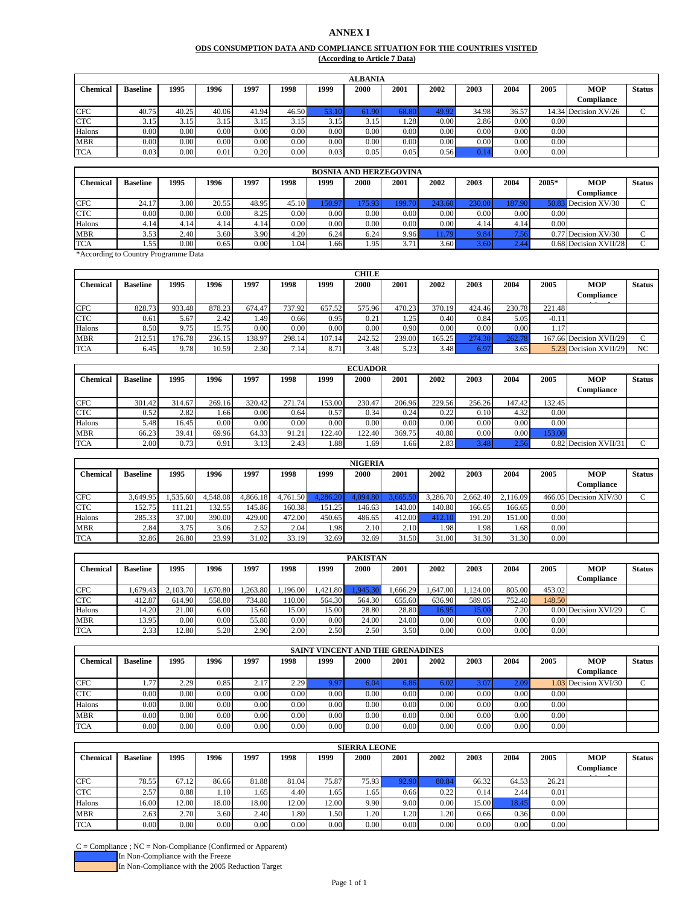# ANNEX I

## ODS CONSUMPTION DATA AND COMPLIANCE SITUATION FOR THE COUNTRIES VISITED
**(According to Article 7 Data)**

**ALBANIA**

| Chemical | Baseline | 1995 | 1996 | 1997 | 1998 | 1999 | 2000 | 2001 | 2002 | 2003 | 2004 | 2005 | MOP Compliance | Status |
|---|---|---|---|---|---|---|---|---|---|---|---|---|---|---|
| CFC | 40.75 | 40.25 | 40.06 | 41.94 | 46.50 | 53.10 | 61.90 | 68.80 | 49.92 | 34.98 | 36.57 | 14.34 | Decision XV/26 | C |
| CTC | 3.15 | 3.15 | 3.15 | 3.15 | 3.15 | 3.15 | 3.15 | 1.28 | 0.00 | 2.86 | 0.00 | 0.00 | | |
| Halons | 0.00 | 0.00 | 0.00 | 0.00 | 0.00 | 0.00 | 0.00 | 0.00 | 0.00 | 0.00 | 0.00 | 0.00 | | |
| MBR | 0.00 | 0.00 | 0.00 | 0.00 | 0.00 | 0.00 | 0.00 | 0.00 | 0.00 | 0.00 | 0.00 | 0.00 | | |
| TCA | 0.03 | 0.00 | 0.01 | 0.20 | 0.00 | 0.03 | 0.05 | 0.05 | 0.56 | 0.14 | 0.00 | 0.00 | | |

**BOSNIA AND HERZEGOVINA**

| Chemical | Baseline | 1995 | 1996 | 1997 | 1998 | 1999 | 2000 | 2001 | 2002 | 2003 | 2004 | 2005* | MOP Compliance | Status |
|---|---|---|---|---|---|---|---|---|---|---|---|---|---|---|
| CFC | 24.17 | 3.00 | 20.55 | 48.95 | 45.10 | 150.97 | 175.93 | 199.70 | 243.60 | 230.00 | 187.90 | 50.83 | Decision XV/30 | C |
| CTC | 0.00 | 0.00 | 0.00 | 8.25 | 0.00 | 0.00 | 0.00 | 0.00 | 0.00 | 0.00 | 0.00 | 0.00 | | |
| Halons | 4.14 | 4.14 | 4.14 | 4.14 | 0.00 | 0.00 | 0.00 | 0.00 | 0.00 | 4.14 | 4.14 | 0.00 | | |
| MBR | 3.53 | 2.40 | 3.60 | 3.90 | 4.20 | 6.24 | 6.24 | 9.96 | 11.79 | 9.84 | 7.56 | 0.77 | Decision XV/30 | C |
| TCA | 1.55 | 0.00 | 0.65 | 0.00 | 1.04 | 1.66 | 1.95 | 3.71 | 3.60 | 3.60 | 2.44 | 0.68 | Decision XVII/28 | C |

*According to Country Programme Data

**CHILE**

| Chemical | Baseline | 1995 | 1996 | 1997 | 1998 | 1999 | 2000 | 2001 | 2002 | 2003 | 2004 | 2005 | MOP Compliance | Status |
|---|---|---|---|---|---|---|---|---|---|---|---|---|---|---|
| CFC | 828.73 | 933.48 | 878.23 | 674.47 | 737.92 | 657.52 | 575.96 | 470.23 | 370.19 | 424.46 | 230.78 | 221.48 | | |
| CTC | 0.61 | 5.67 | 2.42 | 1.49 | 0.66 | 0.95 | 0.21 | 1.25 | 0.40 | 0.84 | 5.05 | -0.11 | | |
| Halons | 8.50 | 9.75 | 15.75 | 0.00 | 0.00 | 0.00 | 0.00 | 0.90 | 0.00 | 0.00 | 0.00 | 1.17 | | |
| MBR | 212.51 | 176.78 | 236.15 | 138.97 | 298.14 | 107.14 | 242.52 | 239.00 | 165.25 | 274.30 | 262.78 | 167.66 | Decision XVII/29 | C |
| TCA | 6.45 | 9.78 | 10.59 | 2.30 | 7.14 | 8.71 | 3.48 | 5.23 | 3.48 | 6.97 | 3.65 | 5.23 | Decision XVII/29 | NC |

**ECUADOR**

| Chemical | Baseline | 1995 | 1996 | 1997 | 1998 | 1999 | 2000 | 2001 | 2002 | 2003 | 2004 | 2005 | MOP Compliance | Status |
|---|---|---|---|---|---|---|---|---|---|---|---|---|---|---|
| CFC | 301.42 | 314.67 | 269.16 | 320.42 | 271.74 | 153.00 | 230.47 | 206.96 | 229.56 | 256.26 | 147.42 | 132.45 | | |
| CTC | 0.52 | 2.82 | 1.66 | 0.00 | 0.64 | 0.57 | 0.34 | 0.24 | 0.22 | 0.10 | 4.32 | 0.00 | | |
| Halons | 5.48 | 16.45 | 0.00 | 0.00 | 0.00 | 0.00 | 0.00 | 0.00 | 0.00 | 0.00 | 0.00 | 0.00 | | |
| MBR | 66.23 | 39.41 | 69.96 | 64.33 | 91.21 | 122.40 | 122.40 | 369.75 | 40.80 | 0.00 | 0.00 | 153.00 | | |
| TCA | 2.00 | 0.73 | 0.91 | 3.13 | 2.43 | 1.88 | 1.69 | 1.66 | 2.83 | 3.48 | 2.56 | 0.82 | Decision XVII/31 | C |

**NIGERIA**

| Chemical | Baseline | 1995 | 1996 | 1997 | 1998 | 1999 | 2000 | 2001 | 2002 | 2003 | 2004 | 2005 | MOP Compliance | Status |
|---|---|---|---|---|---|---|---|---|---|---|---|---|---|---|
| CFC | 3,649.95 | 1,535.60 | 4,548.08 | 4,866.18 | 4,761.50 | 4,286.20 | 4,094.80 | 3,665.50 | 3,286.70 | 2,662.40 | 2,116.09 | 466.05 | Decision XIV/30 | C |
| CTC | 152.75 | 111.21 | 132.55 | 145.86 | 160.38 | 151.25 | 146.63 | 143.00 | 140.80 | 166.65 | 166.65 | 0.00 | | |
| Halons | 285.33 | 37.00 | 390.00 | 429.00 | 472.00 | 450.65 | 486.65 | 412.00 | 412.10 | 191.20 | 151.00 | 0.00 | | |
| MBR | 2.84 | 3.75 | 3.06 | 2.52 | 2.04 | 1.98 | 2.10 | 2.10 | 1.98 | 1.98 | 1.68 | 0.00 | | |
| TCA | 32.86 | 26.80 | 23.99 | 31.02 | 33.19 | 32.69 | 32.69 | 31.50 | 31.00 | 31.30 | 31.30 | 0.00 | | |

**PAKISTAN**

| Chemical | Baseline | 1995 | 1996 | 1997 | 1998 | 1999 | 2000 | 2001 | 2002 | 2003 | 2004 | 2005 | MOP Compliance | Status |
|---|---|---|---|---|---|---|---|---|---|---|---|---|---|---|
| CFC | 1,679.43 | 2,103.70 | 1,670.80 | 1,263.80 | 1,196.00 | 1,421.80 | 1,945.30 | 1,666.29 | 1,647.00 | 1,124.00 | 805.00 | 453.02 | | |
| CTC | 412.87 | 614.90 | 558.80 | 734.80 | 110.00 | 564.30 | 564.30 | 655.60 | 636.90 | 589.05 | 752.40 | 148.50 | | |
| Halons | 14.20 | 21.00 | 6.00 | 15.60 | 15.00 | 15.00 | 28.80 | 28.80 | 16.95 | 15.00 | 7.20 | 0.00 | Decision XVI/29 | C |
| MBR | 13.95 | 0.00 | 0.00 | 55.80 | 0.00 | 0.00 | 24.00 | 24.00 | 0.00 | 0.00 | 0.00 | 0.00 | | |
| TCA | 2.33 | 12.80 | 5.20 | 2.90 | 2.00 | 2.50 | 2.50 | 3.50 | 0.00 | 0.00 | 0.00 | 0.00 | | |

**SAINT VINCENT AND THE GRENADINES**

| Chemical | Baseline | 1995 | 1996 | 1997 | 1998 | 1999 | 2000 | 2001 | 2002 | 2003 | 2004 | 2005 | MOP Compliance | Status |
|---|---|---|---|---|---|---|---|---|---|---|---|---|---|---|
| CFC | 1.77 | 2.29 | 0.85 | 2.17 | 2.29 | 9.97 | 6.04 | 6.86 | 6.02 | 3.07 | 2.09 | 1.03 | Decision XVI/30 | C |
| CTC | 0.00 | 0.00 | 0.00 | 0.00 | 0.00 | 0.00 | 0.00 | 0.00 | 0.00 | 0.00 | 0.00 | 0.00 | | |
| Halons | 0.00 | 0.00 | 0.00 | 0.00 | 0.00 | 0.00 | 0.00 | 0.00 | 0.00 | 0.00 | 0.00 | 0.00 | | |
| MBR | 0.00 | 0.00 | 0.00 | 0.00 | 0.00 | 0.00 | 0.00 | 0.00 | 0.00 | 0.00 | 0.00 | 0.00 | | |
| TCA | 0.00 | 0.00 | 0.00 | 0.00 | 0.00 | 0.00 | 0.00 | 0.00 | 0.00 | 0.00 | 0.00 | 0.00 | | |

**SIERRA LEONE**

| Chemical | Baseline | 1995 | 1996 | 1997 | 1998 | 1999 | 2000 | 2001 | 2002 | 2003 | 2004 | 2005 | MOP Compliance | Status |
|---|---|---|---|---|---|---|---|---|---|---|---|---|---|---|
| CFC | 78.55 | 67.12 | 86.66 | 81.88 | 81.04 | 75.87 | 75.93 | 92.90 | 80.84 | 66.32 | 64.53 | 26.21 | | |
| CTC | 2.57 | 0.88 | 1.10 | 1.65 | 4.40 | 1.65 | 1.65 | 0.66 | 0.22 | 0.14 | 2.44 | 0.01 | | |
| Halons | 16.00 | 12.00 | 18.00 | 18.00 | 12.00 | 12.00 | 9.90 | 9.00 | 0.00 | 15.00 | 18.45 | 0.00 | | |
| MBR | 2.63 | 2.70 | 3.60 | 2.40 | 1.80 | 1.50 | 1.20 | 1.20 | 1.20 | 0.66 | 0.36 | 0.00 | | |
| TCA | 0.00 | 0.00 | 0.00 | 0.00 | 0.00 | 0.00 | 0.00 | 0.00 | 0.00 | 0.00 | 0.00 | 0.00 | | |

C = Compliance ; NC = Non-Compliance (Confirmed or Apparent)

In Non-Compliance with the Freeze

In Non-Compliance with the 2005 Reduction Target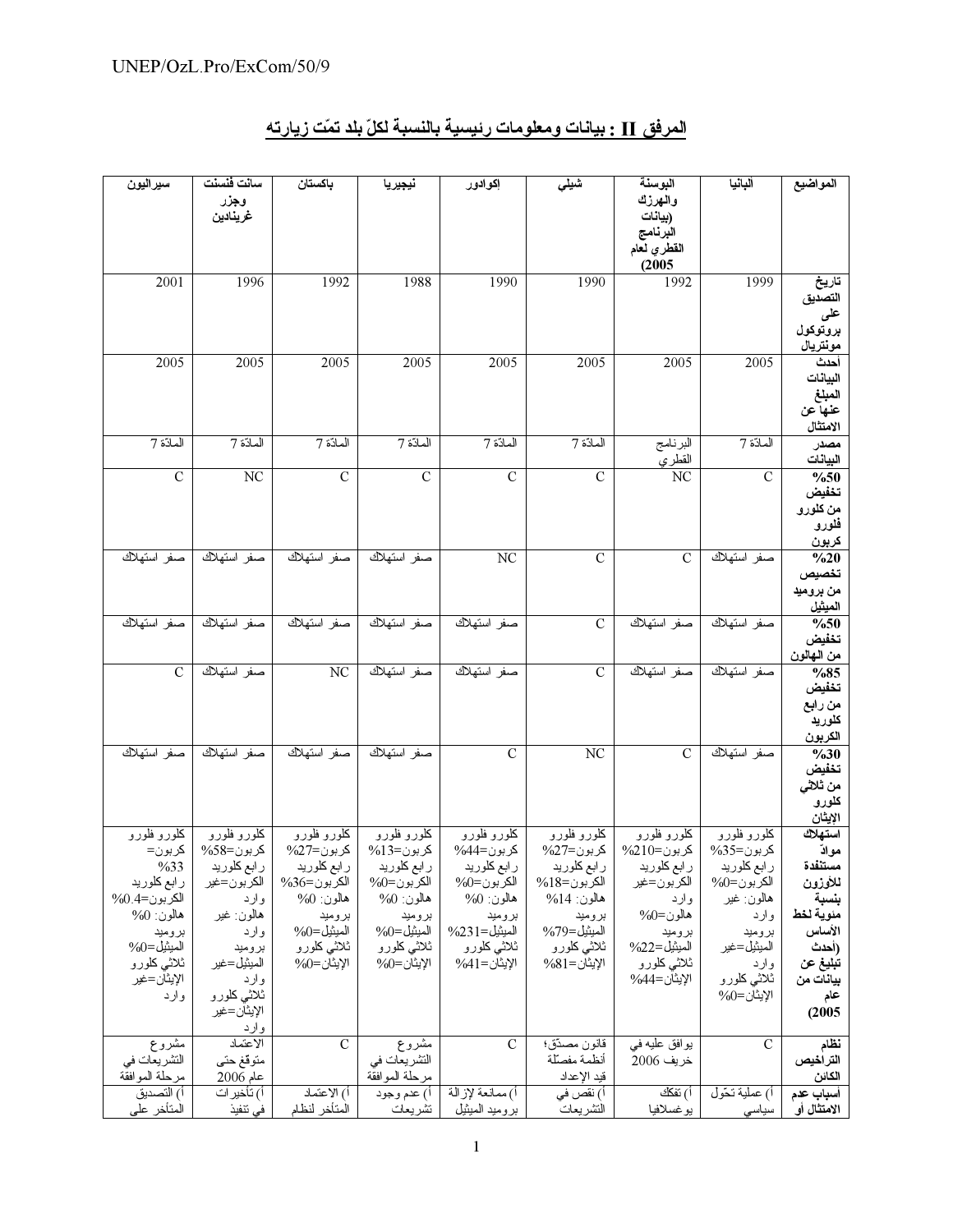## المرفق II : بيانات ومعلومات رئيسية بالنسبة لكلّ بلد تمّت زيارته

| المواضيع | ألبانيا | البوسنة والهرزك (بيانات البرنامج القطري لعام 2005) | شيلي | إكوادور | نيجيريا | باكستان | سانت فنسنت وجزر غرينادين | سيراليون |
|---|---|---|---|---|---|---|---|---|
| تاريخ التصديق على بروتوكول مونتريال | 1999 | 1992 | 1990 | 1990 | 1988 | 1992 | 1996 | 2001 |
| أحدث البيانات المبلغ عنها عن الامتثال | 2005 | 2005 | 2005 | 2005 | 2005 | 2005 | 2005 | 2005 |
| مصدر البيانات | المادّة 7 | البرنامج القطري | المادّة 7 | المادّة 7 | المادّة 7 | المادّة 7 | المادّة 7 | المادّة 7 |
| 50% تخفيض من كلورو فلورو كربون | C | NC | C | C | C | C | NC | C |
| 20% تخصيص من بروميد الميثيل | صفر استهلاك | C | C | NC | صفر استهلاك | صفر استهلاك | صفر استهلاك | صفر استهلاك |
| 50% تخفيض من الهالون | صفر استهلاك | صفر استهلاك | C | صفر استهلاك | صفر استهلاك | صفر استهلاك | صفر استهلاك | صفر استهلاك |
| 85% تخفيض من رابع كلوريد الكربون | صفر استهلاك | صفر استهلاك | C | صفر استهلاك | صفر استهلاك | NC | صفر استهلاك | C |
| 30% تخفيض من ثلاثي كلورو الإيثان | صفر استهلاك | C | NC | C | صفر استهلاك | صفر استهلاك | صفر استهلاك | صفر استهلاك |
| استهلاك موادّ مستنفدة للأوزون بنسبة مئوية لخط الأساس (أحدث تبليغ عن بيانات من عام 2005) | كلورو فلورو كربون=35% رابع كلوريد الكربون=0% هالون: غير وارد بروميد الميثيل=غير وارد ثلاثي كلورو الإيثان=0% | كلورو فلورو كربون=210% رابع كلوريد الكربون=غير وارد هالون=0% بروميد الميثيل=22% ثلاثي كلورو الإيثان=44% | كلورو فلورو كربون=27% رابع كلوريد الكربون=18% هالون: 14% بروميد الميثيل=79% ثلاثي كلورو الإيثان=81% | كلورو فلورو كربون=44% رابع كلوريد الكربون=0% هالون: 0% بروميد الميثيل=231% ثلاثي كلورو الإيثان=41% | كلورو فلورو كربون=13% رابع كلوريد الكربون=0% هالون: 0% بروميد الميثيل=0% ثلاثي كلورو الإيثان=0% | كلورو فلورو كربون=27% رابع كلوريد الكربون=36% هالون: 0% بروميد الميثيل=0% ثلاثي كلورو الإيثان=0% | كلورو فلورو كربون=58% رابع كلوريد الكربون=غير وارد هالون: غير وارد بروميد الميثيل=غير وارد ثلاثي كلورو الإيثان=غير وارد | كلورو فلورو كربون= 33% رابع كلوريد الكربون=0.4% هالون: 0% بروميد الميثيل=0% ثلاثي كلورو الإيثان=غير وارد |
| نظام التراخيص الكائن | C | يوافق عليه في خريف 2006 | قانون مصدّق؛ أنظمة مفصّلة قيد الإعداد | C | مشروع التشريعات في مرحلة الموافقة | C | الاعتماد متوقع حتى عام 2006 | مشروع التشريعات في مرحلة الموافقة |
| أسباب عدم الامتثال أو | أ) عملية تحوّل سياسي | أ) تفكك يوغسلافيا | أ) نقص في التشريعات | أ) ممانعة لإزالة بروميد الميثيل | أ) عدم وجود تشريعات | أ) الاعتماد المتأخر لنظام | أ) تأخيرات في تنفيذ | أ) التصديق المتأخر على |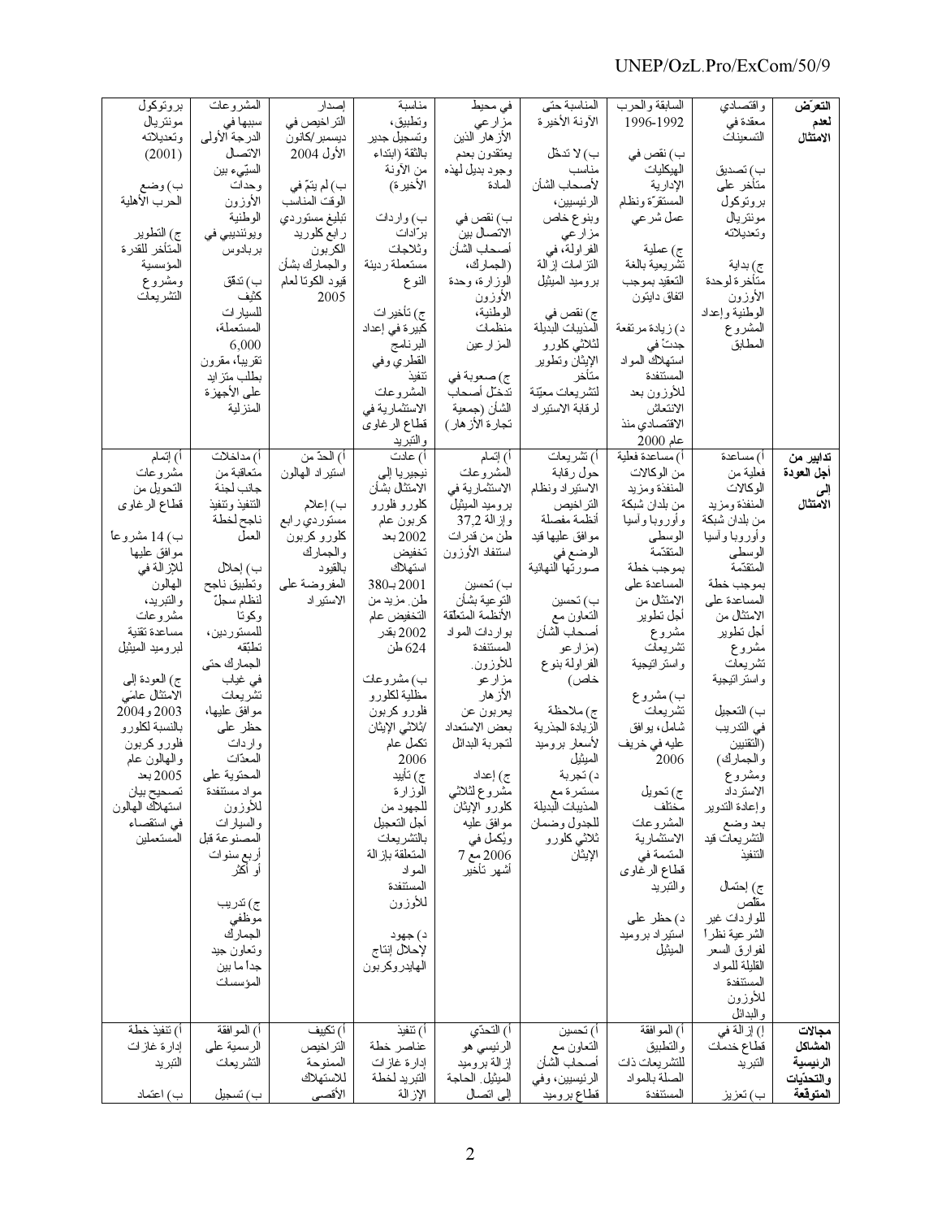| | | | | | | | | |
|---|---|---|---|---|---|---|---|---|
| **التعرّض لعدم الامتثال** | واقتصادي معقدة في التسعينات<br><br>ب) تصديق متأخر على بروتوكول مونتريال وتعديلاته<br><br>ج) بداية متأخرة لوحدة الأوزون الوطنية وإعداد المشروع المطابق | السابقة والحرب 1992-1996<br><br>ب) نقص في الهيكليات الإدارية المستقرّة ونظام عمل شرعي<br><br>ج) عملية تشريعية بالغة التعقيد بموجب اتفاق دايتون<br><br>د) زيادة مرتفعة جدّاً في استهلاك المواد المستنفدة للأوزون بعد الانتعاش الاقتصادي منذ عام 2000 | المناسبة حتى الآونة الأخيرة<br><br>ب) لا تدخّل مناسب لأصحاب الشأن الرئيسيين، وبنوع خاص مزارعي الفراولة، في التزامات إزالة بروميد الميثيل<br><br>ج) نقص في المذيبات البديلة لثلاثي كلورو الإيثان وتطوير متأخر لتشريعات معيّنة لرقابة الاستيراد | في محيط مزارعي الأزهار الذين يعتقدون بعدم وجود بديل لهذه المادة<br><br>ب) نقص في الاتصال بين أصحاب الشأن (الجمارك، الوزارة، وحدة الأوزون الوطنية، منظمات المزارعين<br><br>ج) صعوبة في تدخّل أصحاب الشأن (جمعية تجارة الأزهار) | مناسبة وتطبيق، وتسجيل جديد بالثقة (ابتداء من الآونة الأخيرة)<br><br>ب) واردات برّادات وثلاجات مستعملة رديئة النوع<br><br>ج) تأخيرات كبيرة في إعداد البرنامج القطري وفي تنفيذ المشروعات الاستثمارية في قطاع الرغاوى والتبريد | إصدار التراخيص في ديسمبر/كانون الأول 2004<br><br>ب) لم يتمّ في الوقت المناسب تبليغ مستوردي رابع كلوريد الكربون والجمارك بشأن قيود الكوتا لعام 2005 | المشروعات سببها في الدرجة الأولى الاتصال السيّيء بين وحدات الأوزون الوطنية ويونِنديبي في بربادوس<br><br>ب) تدفق كثيف للسيارات المستعملة، 6,000 تقريباً، مقرون بطلب متزايد على الأجهزة المنزلية | بروتوكول مونتريال وتعديلاته (2001)<br><br>ب) وضع الحرب الأهلية<br><br>ج) التطوير المتأخر للقدرة المؤسسية ومشروع التشريعات |
| **تدابير من أجل العودة إلى الامتثال** | أ) مساعدة فعلية من الوكالات المنفذة ومزيد من بلدان شبكة وأوروبا وآسيا الوسطى المتقدّمة بموجب خطة المساعدة على الامتثال من أجل تطوير مشروع تشريعات واستراتيجية<br><br>ب) التعجيل في التدريب (التقنيين والجمارك) ومشروع الاسترداد وإعادة التدوير بعد وضع التشريعات قيد التنفيذ<br><br>ج) احتمال مقلص للواردات غير الشرعية نظراً لفوارق السعر القليلة للمواد المستنفدة للأوزون والبدائل | أ) مساعدة فعلية من الوكالات المنفذة ومزيد من بلدان شبكة وأوروبا وآسيا الوسطى المتقدّمة بموجب خطة المساعدة على الامتثال من أجل تطوير مشروع تشريعات واستراتيجية<br><br>ب) مشروع تشريعات شامل، يوافق عليه في خريف 2006<br><br>ج) تحويل مختلف المشروعات الاستثمارية المتمّمة في قطاع الرغاوى والتبريد<br><br>د) حظر على استيراد بروميد الميثيل | أ) تشريعات حول رقابة الاستيراد ونظام التراخيص أنظمة مفصلة موافق عليها قيد الوضع في صورتها النهائية<br><br>ب) تحسين التعاون مع أصحاب الشأن (مزارعو الفراولة بنوع خاص)<br><br>ج) ملاحظة الزيادة الجذرية لأسعار بروميد الميثيل<br><br>د) تجربة مستمرة مع المذيبات البديلة للجدول وضمان ثلاثي كلورو الإيثان | أ) إتمام المشروعات الاستثمارية في بروميد الميثيل وإزالة 37,2 طن من قدرات استنفاد الأوزون<br><br>ب) تحسين التوعية بشأن الأنظمة المتعلقة بواردات المواد المستنفدة للأوزون. مزارعو الأزهار يعربون عن بعض الاستعداد لتجربة البدائل<br><br>ج) إعداد مشروع لثلاثي كلورو الإيثان موافق عليه ويُكمل في 2006 مع 7 أشهر تأخير | أ) عادت نيجيريا إلى الامتثال بشأن كلورو فلورو كربون عام 2002 بعد تخفيض استهلاك 2001 بـ380 طن. مزيد من التخفيض عام 2002 بقدر 624 طن<br><br>ب) مشروعات مظلية لكلورو فلورو كربون /ثلاثي الإيثان تكمل عام 2006<br><br>ج) تأييد الوزارة للجهود من أجل التعجيل بالتشريعات المتعلقة بإزالة المواد المستنفدة للأوزون<br><br>د) جهود لإحلال إنتاج الهايدروكربون | أ) الحدّ من استيراد الهالون<br><br>ب) إعلام مستوردي رابع كلورو كربون والجمارك بالقيود المفروضة على الاستيراد | أ) مداخلات متعاقبة من جانب لجنة التنفيذ وتنفيذ ناجح لخطة العمل<br><br>ب) إحلال وتطبيق ناجح لنظام سجلّ وكوتا للمستوردين، تطبّقه الجمارك حتى في غياب تشريعات موافق عليها، حظر على واردات المعدّات المحتوية على مواد مستنفدة للأوزون والسيارات المصنوعة قبل أربع سنوات أو أكثر<br><br>ج) تدريب موظفي الجمارك وتعاون جيد جداً ما بين المؤسسات | أ) إتمام مشروعات التحويل من قطاع الرغاوى<br><br>ب) 14 مشروعاً موافق عليها للإزالة في الهالون والتبريد، مشروعات مساعدة تقنية لبروميد الميثيل<br><br>ج) العودة إلى الامتثال عامَي 2003 و2004 بالنسبة لكلورو فلورو كربون والهالون عام 2005 بعد تصحيح بيان استهلاك الهالون في استقصاء المستعملين |
| **مجالات المشاكل الرئيسية والتحدّيات المتوقعة** | أ) إزالة في قطاع خدمات التبريد<br><br>ب) تعزيز | أ) الموافقة والتطبيق للتشريعات ذات الصلة بالمواد المستنفدة | أ) تحسين التعاون مع أصحاب الشأن الرئيسيين، وفي قطاع بروميد | أ) التحدّي الرئيسي هو إزالة بروميد الميثيل. الحاجة إلى اتصال | أ) تنفيذ عناصر خطة إدارة غازات التبريد لخطة الإزالة | أ) تكييف التراخيص الممنوحة للاستهلاك الأقصى | أ) الموافقة الرسمية على التشريعات<br><br>ب) تسجيل | أ) تنفيذ خطة إدارة غازات التبريد<br><br>ب) اعتماد |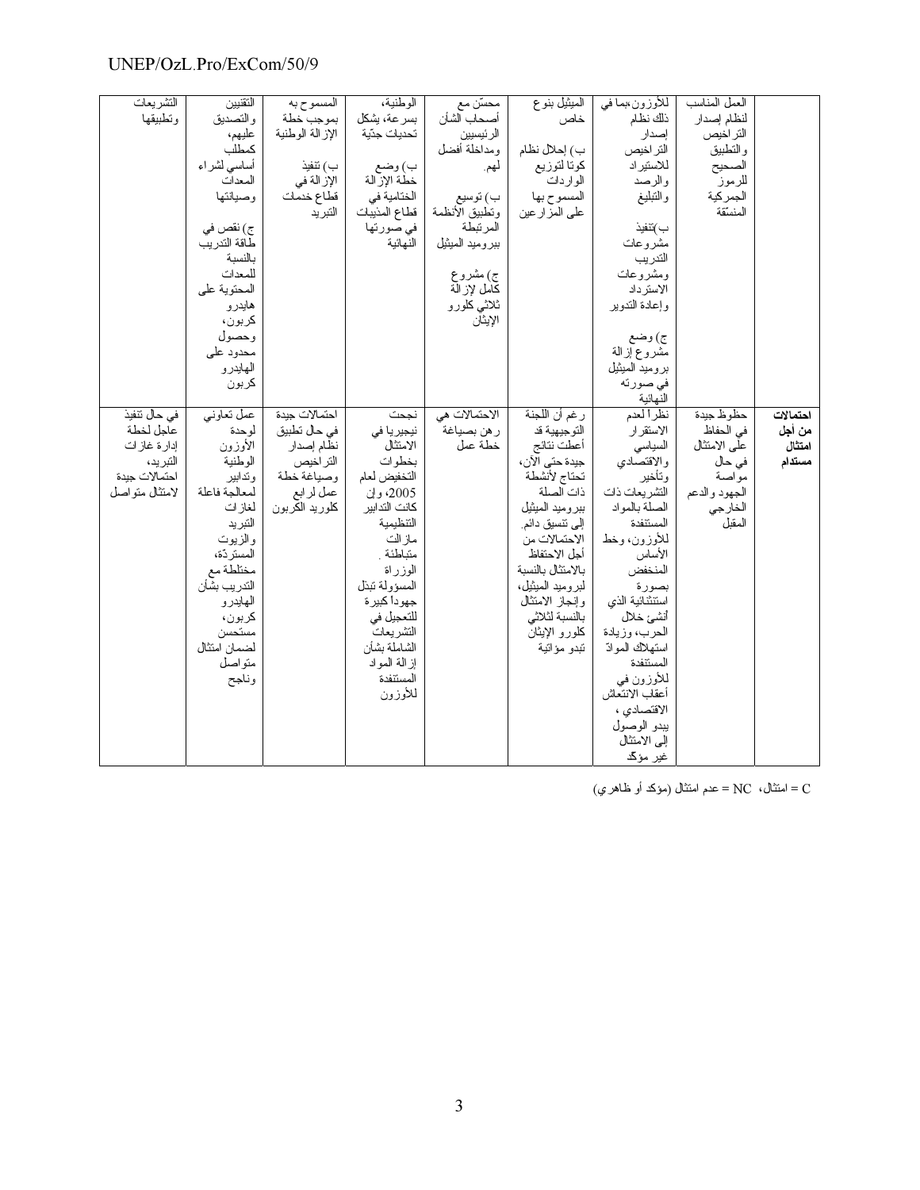| | | | | | | | | |
|---|---|---|---|---|---|---|---|---|
| | العمل المناسب لنظام إصدار التراخيص والتطبيق الصحيح للرموز الجمركية المنسقة | للأوزون،بما في ذلك نظام إصدار التراخيص للاستيراد والرصد والتبليغ ب)تنفيذ مشروعات التدريب ومشروعات الاسترداد وإعادة التدوير ج) وضع مشروع إزالة بروميد الميثيل في صورته النهائية | الميثيل بنوع خاص ب) إحلال نظام كوتا لتوزيع الواردات المسموح بها على المزارعين | محسّن مع أصحاب الشأن الرئيسيين ومداخلة أفضل لهم. ب) توسيع وتطبيق الأنظمة المرتبطة ببروميد الميثيل ج) مشروع كامل لإزالة ثلاثي كلورو الإيثان | الوطنية، بسرعة، بشكل تحديات جدّية ب) وضع خطة الإزالة الختامية في قطاع المذيبات في صورتها النهائية | المسموح به بموجب خطة الإزالة الوطنية ب) تنفيذ الإزالة في قطاع خدمات التبريد | التقنيين والتصديق عليهم، كمطلب أساسي لشراء المعدات وصيانتها ج) نقص في طاقة التدريب بالنسبة للمعدات المحتوية على هايدرو كربون، وحصول محدود على الهايدرو كربون | التشريعات وتطبيقها |
| **احتمالات من أجل امتثال مستدام** | حظوظ جيدة في الحفاظ على الامتثال في حال مواصلة الجهود والدعم الخارجي المقبل | نظراً لعدم الاستقرار السياسي والاقتصادي وتأخير التشريعات ذات الصلة بالمواد المستنفدة للأوزون، وخط الأساس المنخفض بصورة استثنائية الذي أنشئ خلال الحرب، وزيادة استهلاك الموادّ المستنفدة للأوزون في أعقاب الانتعاش الاقتصادي ، يبدو الوصول إلى الامتثال غير مؤكد | رغم أن اللجنة التوجيهية قد أعطت نتائج جيدة حتى الآن، تحتاج لأنشطة ذات الصلة ببروميد الميثيل إلى تنسيق دائم. الاحتمالات من أجل الاحتفاظ بالامتثال بالنسبة لبروميد الميثيل، وإنجاز الامتثال بالنسبة لثلاثي كلورو الإيثان تبدو مؤاتية | الاحتمالات هي رهن بصياغة خطة عمل | نجحت نيجيريا في الامتثال بخطوات التخفيض لعام 2005، وإن كانت التدابير التنظيمية مازالت متباطئة . الوزراة المسؤولة تبذل جهوداً كبيرة للتعجيل في التشريعات الشاملة بشأن إزالة المواد المستنفدة للأوزون | احتمالات جيدة في حال تطبيق نظام إصدار التراخيص وصياغة خطة عمل لرابع كلوريد الكربون | عمل تعاوني لوحدة الأوزون الوطنية وتدابير لمعالجة فاعلة لغازات التبريد والزيوت المستردّة، مختلطة مع التدريب بشأن الهايدرو كربون، مستحسن لضمان امتثال متواصل وناجح | في حال تنفيذ عاجل لخطة إدارة غازات التبريد، احتمالات جيدة لامتثال متواصل |

C = امتثال، NC = عدم امتثال (مؤكد أو ظاهري)